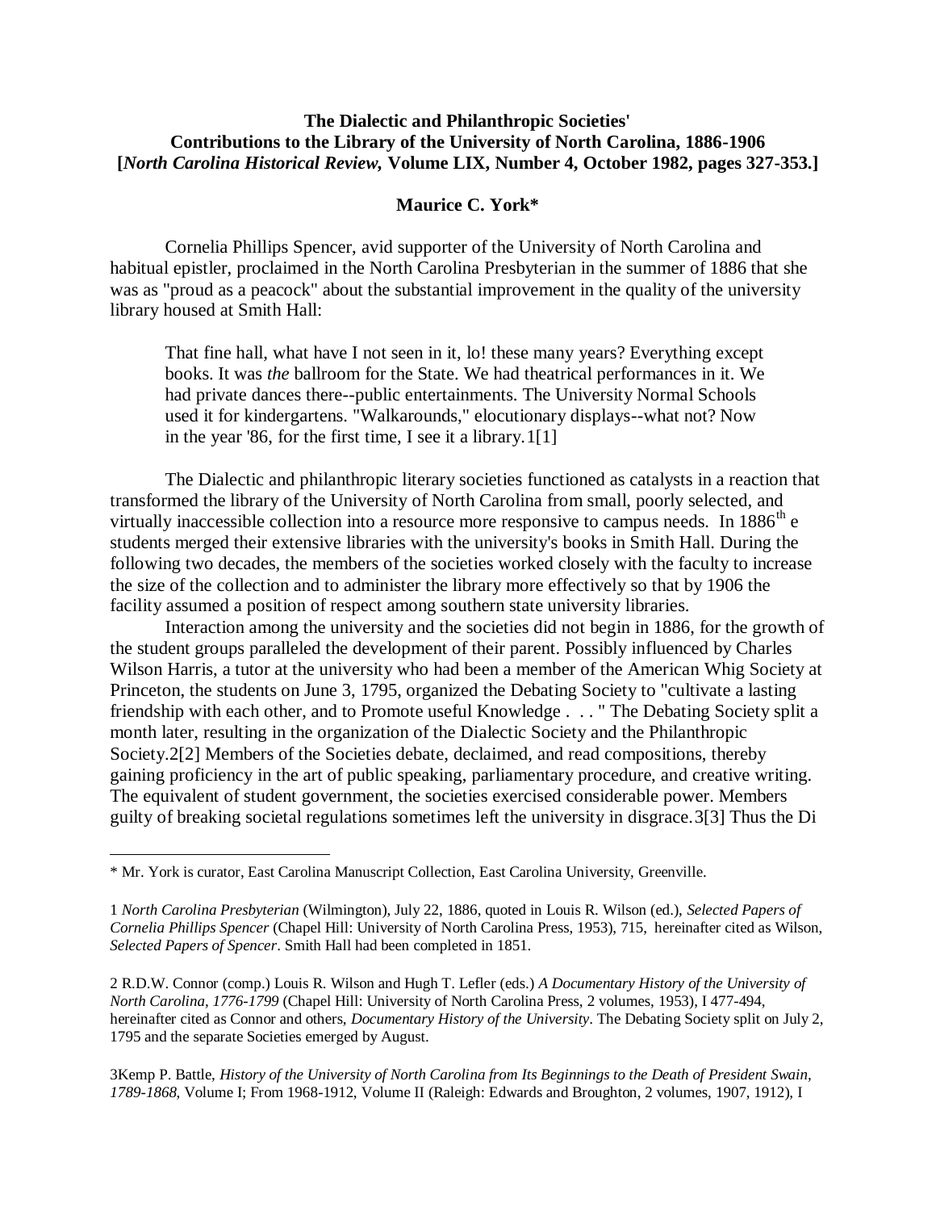**The Dialectic and Philanthropic Societies' Contributions to the Library of the University of North Carolina, 1886-1906 [*North Carolina Historical Review,* Volume LIX, Number 4, October 1982, pages 327-353.]**

**Maurice C. York***

Cornelia Phillips Spencer, avid supporter of the University of North Carolina and habitual epistler, proclaimed in the North Carolina Presbyterian in the summer of 1886 that she was as "proud as a peacock" about the substantial improvement in the quality of the university library housed at Smith Hall:

> That fine hall, what have I not seen in it, lo! these many years? Everything except books. It was *the* ballroom for the State. We had theatrical performances in it. We had private dances there--public entertainments. The University Normal Schools used it for kindergartens. "Walkarounds," elocutionary displays--what not? Now in the year '86, for the first time, I see it a library.1[1]

The Dialectic and philanthropic literary societies functioned as catalysts in a reaction that transformed the library of the University of North Carolina from small, poorly selected, and virtually inaccessible collection into a resource more responsive to campus needs. In 1886[th] e students merged their extensive libraries with the university's books in Smith Hall. During the following two decades, the members of the societies worked closely with the faculty to increase the size of the collection and to administer the library more effectively so that by 1906 the facility assumed a position of respect among southern state university libraries.

Interaction among the university and the societies did not begin in 1886, for the growth of the student groups paralleled the development of their parent. Possibly influenced by Charles Wilson Harris, a tutor at the university who had been a member of the American Whig Society at Princeton, the students on June 3, 1795, organized the Debating Society to "cultivate a lasting friendship with each other, and to Promote useful Knowledge . . . " The Debating Society split a month later, resulting in the organization of the Dialectic Society and the Philanthropic Society.2[2] Members of the Societies debate, declaimed, and read compositions, thereby gaining proficiency in the art of public speaking, parliamentary procedure, and creative writing. The equivalent of student government, the societies exercised considerable power. Members guilty of breaking societal regulations sometimes left the university in disgrace.3[3] Thus the Di

---

\* Mr. York is curator, East Carolina Manuscript Collection, East Carolina University, Greenville.

1 *North Carolina Presbyterian* (Wilmington), July 22, 1886, quoted in Louis R. Wilson (ed.), *Selected Papers of Cornelia Phillips Spencer* (Chapel Hill: University of North Carolina Press, 1953), 715, hereinafter cited as Wilson, *Selected Papers of Spencer*. Smith Hall had been completed in 1851.

2 R.D.W. Connor (comp.) Louis R. Wilson and Hugh T. Lefler (eds.) *A Documentary History of the University of North Carolina, 1776-1799* (Chapel Hill: University of North Carolina Press, 2 volumes, 1953), I 477-494, hereinafter cited as Connor and others, *Documentary History of the University*. The Debating Society split on July 2, 1795 and the separate Societies emerged by August.

3Kemp P. Battle, *History of the University of North Carolina from Its Beginnings to the Death of President Swain, 1789-1868*, Volume I; From 1968-1912, Volume II (Raleigh: Edwards and Broughton, 2 volumes, 1907, 1912), I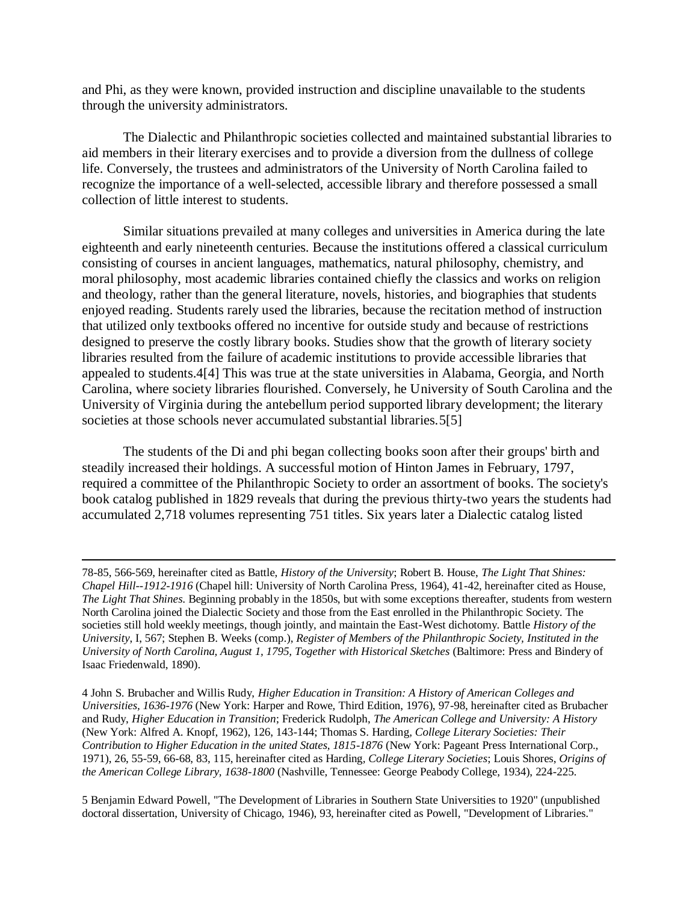and Phi, as they were known, provided instruction and discipline unavailable to the students through the university administrators.

The Dialectic and Philanthropic societies collected and maintained substantial libraries to aid members in their literary exercises and to provide a diversion from the dullness of college life. Conversely, the trustees and administrators of the University of North Carolina failed to recognize the importance of a well-selected, accessible library and therefore possessed a small collection of little interest to students.

Similar situations prevailed at many colleges and universities in America during the late eighteenth and early nineteenth centuries. Because the institutions offered a classical curriculum consisting of courses in ancient languages, mathematics, natural philosophy, chemistry, and moral philosophy, most academic libraries contained chiefly the classics and works on religion and theology, rather than the general literature, novels, histories, and biographies that students enjoyed reading. Students rarely used the libraries, because the recitation method of instruction that utilized only textbooks offered no incentive for outside study and because of restrictions designed to preserve the costly library books. Studies show that the growth of literary society libraries resulted from the failure of academic institutions to provide accessible libraries that appealed to students.4[4] This was true at the state universities in Alabama, Georgia, and North Carolina, where society libraries flourished. Conversely, he University of South Carolina and the University of Virginia during the antebellum period supported library development; the literary societies at those schools never accumulated substantial libraries.5[5]

The students of the Di and phi began collecting books soon after their groups' birth and steadily increased their holdings. A successful motion of Hinton James in February, 1797, required a committee of the Philanthropic Society to order an assortment of books. The society's book catalog published in 1829 reveals that during the previous thirty-two years the students had accumulated 2,718 volumes representing 751 titles. Six years later a Dialectic catalog listed

---

78-85, 566-569, hereinafter cited as Battle, *History of the University*; Robert B. House, *The Light That Shines: Chapel Hill--1912-1916* (Chapel hill: University of North Carolina Press, 1964), 41-42, hereinafter cited as House, *The Light That Shines*. Beginning probably in the 1850s, but with some exceptions thereafter, students from western North Carolina joined the Dialectic Society and those from the East enrolled in the Philanthropic Society. The societies still hold weekly meetings, though jointly, and maintain the East-West dichotomy. Battle *History of the University*, I, 567; Stephen B. Weeks (comp.), *Register of Members of the Philanthropic Society, Instituted in the University of North Carolina, August 1, 1795, Together with Historical Sketches* (Baltimore: Press and Bindery of Isaac Friedenwald, 1890).

4 John S. Brubacher and Willis Rudy, *Higher Education in Transition: A History of American Colleges and Universities, 1636-1976* (New York: Harper and Rowe, Third Edition, 1976), 97-98, hereinafter cited as Brubacher and Rudy, *Higher Education in Transition*; Frederick Rudolph, *The American College and University: A History* (New York: Alfred A. Knopf, 1962), 126, 143-144; Thomas S. Harding, *College Literary Societies: Their Contribution to Higher Education in the united States, 1815-1876* (New York: Pageant Press International Corp., 1971), 26, 55-59, 66-68, 83, 115, hereinafter cited as Harding, *College Literary Societies*; Louis Shores, *Origins of the American College Library, 1638-1800* (Nashville, Tennessee: George Peabody College, 1934), 224-225.

5 Benjamin Edward Powell, "The Development of Libraries in Southern State Universities to 1920" (unpublished doctoral dissertation, University of Chicago, 1946), 93, hereinafter cited as Powell, "Development of Libraries."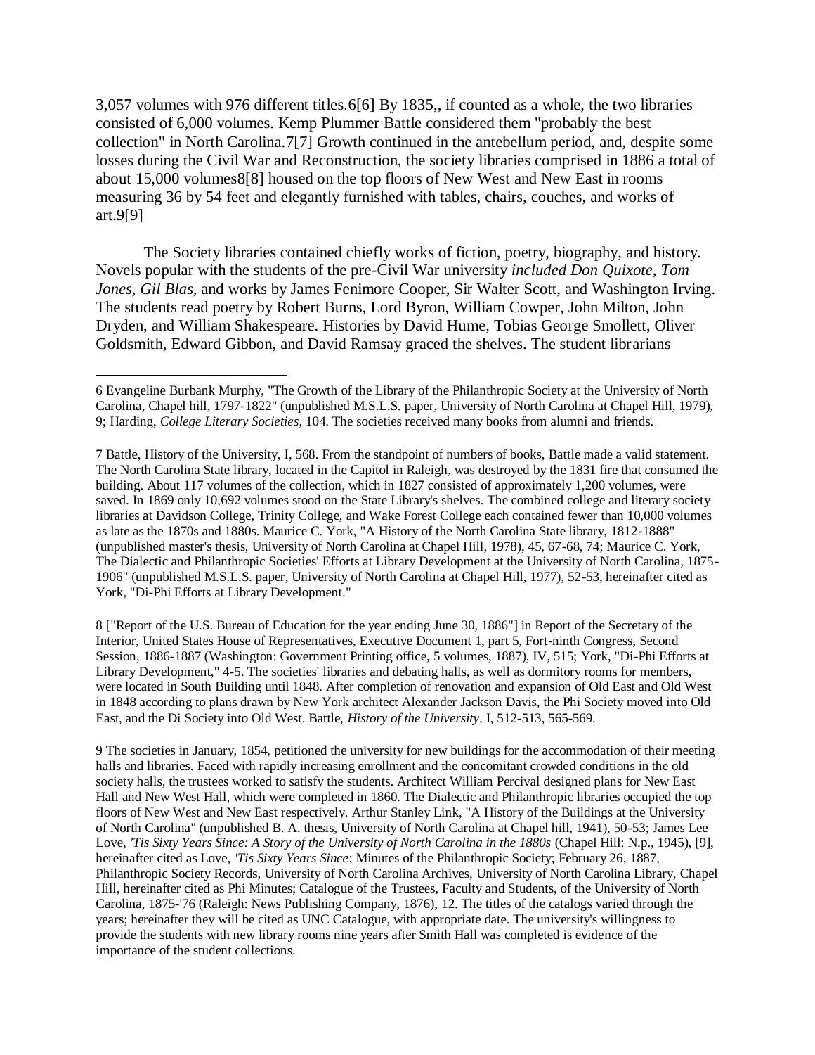3,057 volumes with 976 different titles.6[6] By 1835,, if counted as a whole, the two libraries consisted of 6,000 volumes. Kemp Plummer Battle considered them "probably the best collection" in North Carolina.7[7] Growth continued in the antebellum period, and, despite some losses during the Civil War and Reconstruction, the society libraries comprised in 1886 a total of about 15,000 volumes8[8] housed on the top floors of New West and New East in rooms measuring 36 by 54 feet and elegantly furnished with tables, chairs, couches, and works of art.9[9]

The Society libraries contained chiefly works of fiction, poetry, biography, and history. Novels popular with the students of the pre-Civil War university *included Don Quixote*, *Tom Jones*, *Gil Blas*, and works by James Fenimore Cooper, Sir Walter Scott, and Washington Irving. The students read poetry by Robert Burns, Lord Byron, William Cowper, John Milton, John Dryden, and William Shakespeare. Histories by David Hume, Tobias George Smollett, Oliver Goldsmith, Edward Gibbon, and David Ramsay graced the shelves. The student librarians

---

6 Evangeline Burbank Murphy, "The Growth of the Library of the Philanthropic Society at the University of North Carolina, Chapel hill, 1797-1822" (unpublished M.S.L.S. paper, University of North Carolina at Chapel Hill, 1979), 9; Harding, *College Literary Societies*, 104. The societies received many books from alumni and friends.

7 Battle, History of the University, I, 568. From the standpoint of numbers of books, Battle made a valid statement. The North Carolina State library, located in the Capitol in Raleigh, was destroyed by the 1831 fire that consumed the building. About 117 volumes of the collection, which in 1827 consisted of approximately 1,200 volumes, were saved. In 1869 only 10,692 volumes stood on the State Library's shelves. The combined college and literary society libraries at Davidson College, Trinity College, and Wake Forest College each contained fewer than 10,000 volumes as late as the 1870s and 1880s. Maurice C. York, "A History of the North Carolina State library, 1812-1888" (unpublished master's thesis, University of North Carolina at Chapel Hill, 1978), 45, 67-68, 74; Maurice C. York, The Dialectic and Philanthropic Societies' Efforts at Library Development at the University of North Carolina, 1875-1906" (unpublished M.S.L.S. paper, University of North Carolina at Chapel Hill, 1977), 52-53, hereinafter cited as York, "Di-Phi Efforts at Library Development."

8 ["Report of the U.S. Bureau of Education for the year ending June 30, 1886"] in Report of the Secretary of the Interior, United States House of Representatives, Executive Document 1, part 5, Fort-ninth Congress, Second Session, 1886-1887 (Washington: Government Printing office, 5 volumes, 1887), IV, 515; York, "Di-Phi Efforts at Library Development," 4-5. The societies' libraries and debating halls, as well as dormitory rooms for members, were located in South Building until 1848. After completion of renovation and expansion of Old East and Old West in 1848 according to plans drawn by New York architect Alexander Jackson Davis, the Phi Society moved into Old East, and the Di Society into Old West. Battle, *History of the University*, I, 512-513, 565-569.

9 The societies in January, 1854, petitioned the university for new buildings for the accommodation of their meeting halls and libraries. Faced with rapidly increasing enrollment and the concomitant crowded conditions in the old society halls, the trustees worked to satisfy the students. Architect William Percival designed plans for New East Hall and New West Hall, which were completed in 1860. The Dialectic and Philanthropic libraries occupied the top floors of New West and New East respectively. Arthur Stanley Link, "A History of the Buildings at the University of North Carolina" (unpublished B. A. thesis, University of North Carolina at Chapel hill, 1941), 50-53; James Lee Love, *'Tis Sixty Years Since: A Story of the University of North Carolina in the 1880s* (Chapel Hill: N.p., 1945), [9], hereinafter cited as Love, *'Tis Sixty Years Since*; Minutes of the Philanthropic Society; February 26, 1887, Philanthropic Society Records, University of North Carolina Archives, University of North Carolina Library, Chapel Hill, hereinafter cited as Phi Minutes; Catalogue of the Trustees, Faculty and Students, of the University of North Carolina, 1875-'76 (Raleigh: News Publishing Company, 1876), 12. The titles of the catalogs varied through the years; hereinafter they will be cited as UNC Catalogue, with appropriate date. The university's willingness to provide the students with new library rooms nine years after Smith Hall was completed is evidence of the importance of the student collections.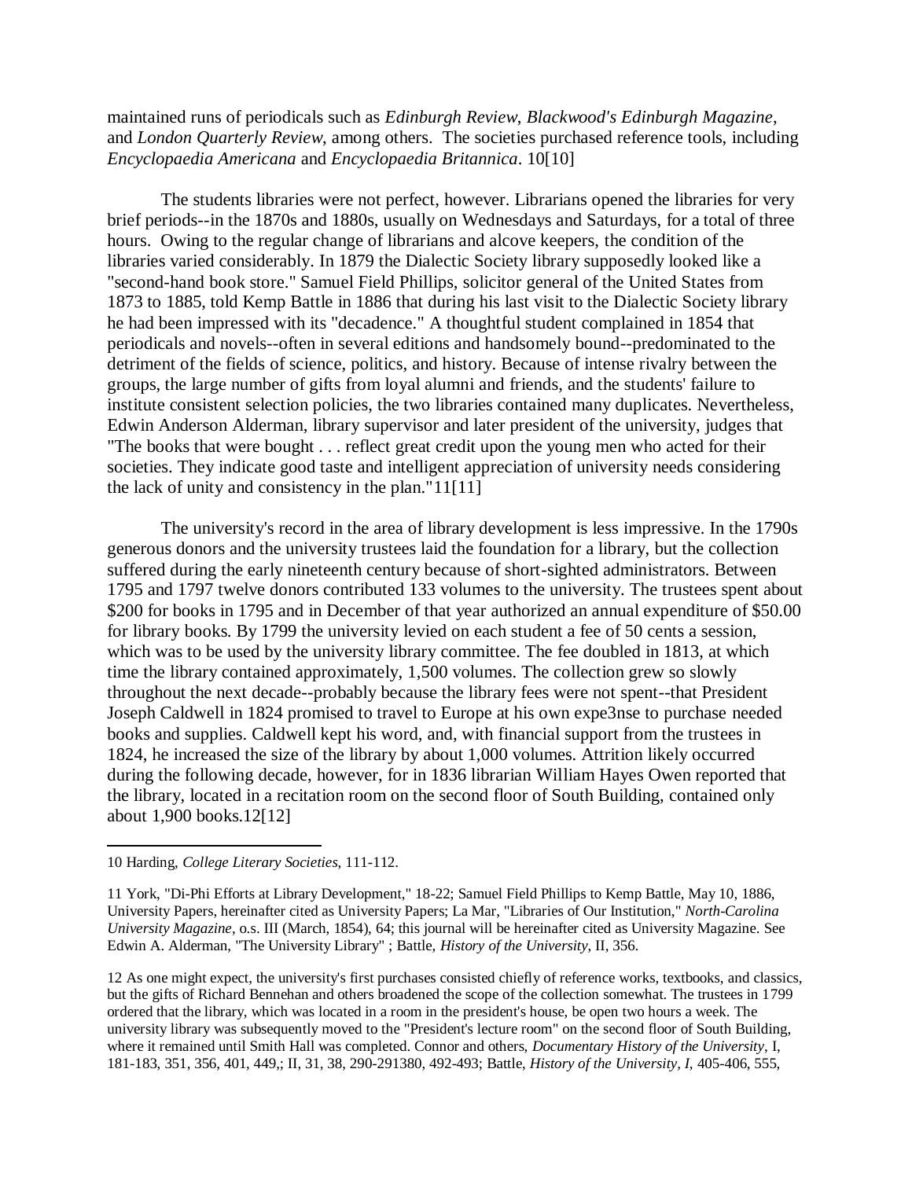maintained runs of periodicals such as *Edinburgh Review*, *Blackwood's Edinburgh Magazine*, and *London Quarterly Review*, among others. The societies purchased reference tools, including *Encyclopaedia Americana* and *Encyclopaedia Britannica*. 10[10]

The students libraries were not perfect, however. Librarians opened the libraries for very brief periods--in the 1870s and 1880s, usually on Wednesdays and Saturdays, for a total of three hours. Owing to the regular change of librarians and alcove keepers, the condition of the libraries varied considerably. In 1879 the Dialectic Society library supposedly looked like a "second-hand book store." Samuel Field Phillips, solicitor general of the United States from 1873 to 1885, told Kemp Battle in 1886 that during his last visit to the Dialectic Society library he had been impressed with its "decadence." A thoughtful student complained in 1854 that periodicals and novels--often in several editions and handsomely bound--predominated to the detriment of the fields of science, politics, and history. Because of intense rivalry between the groups, the large number of gifts from loyal alumni and friends, and the students' failure to institute consistent selection policies, the two libraries contained many duplicates. Nevertheless, Edwin Anderson Alderman, library supervisor and later president of the university, judges that "The books that were bought . . . reflect great credit upon the young men who acted for their societies. They indicate good taste and intelligent appreciation of university needs considering the lack of unity and consistency in the plan."11[11]

The university's record in the area of library development is less impressive. In the 1790s generous donors and the university trustees laid the foundation for a library, but the collection suffered during the early nineteenth century because of short-sighted administrators. Between 1795 and 1797 twelve donors contributed 133 volumes to the university. The trustees spent about $200 for books in 1795 and in December of that year authorized an annual expenditure of $50.00 for library books. By 1799 the university levied on each student a fee of 50 cents a session, which was to be used by the university library committee. The fee doubled in 1813, at which time the library contained approximately, 1,500 volumes. The collection grew so slowly throughout the next decade--probably because the library fees were not spent--that President Joseph Caldwell in 1824 promised to travel to Europe at his own expe3nse to purchase needed books and supplies. Caldwell kept his word, and, with financial support from the trustees in 1824, he increased the size of the library by about 1,000 volumes. Attrition likely occurred during the following decade, however, for in 1836 librarian William Hayes Owen reported that the library, located in a recitation room on the second floor of South Building, contained only about 1,900 books.12[12]

---

10 Harding, *College Literary Societies*, 111-112.

11 York, "Di-Phi Efforts at Library Development," 18-22; Samuel Field Phillips to Kemp Battle, May 10, 1886, University Papers, hereinafter cited as University Papers; La Mar, "Libraries of Our Institution," *North-Carolina University Magazine*, o.s. III (March, 1854), 64; this journal will be hereinafter cited as University Magazine. See Edwin A. Alderman, "The University Library" ; Battle, *History of the University*, II, 356.

12 As one might expect, the university's first purchases consisted chiefly of reference works, textbooks, and classics, but the gifts of Richard Bennehan and others broadened the scope of the collection somewhat. The trustees in 1799 ordered that the library, which was located in a room in the president's house, be open two hours a week. The university library was subsequently moved to the "President's lecture room" on the second floor of South Building, where it remained until Smith Hall was completed. Connor and others, *Documentary History of the University*, I, 181-183, 351, 356, 401, 449,; II, 31, 38, 290-291380, 492-493; Battle, *History of the University*, *I*, 405-406, 555,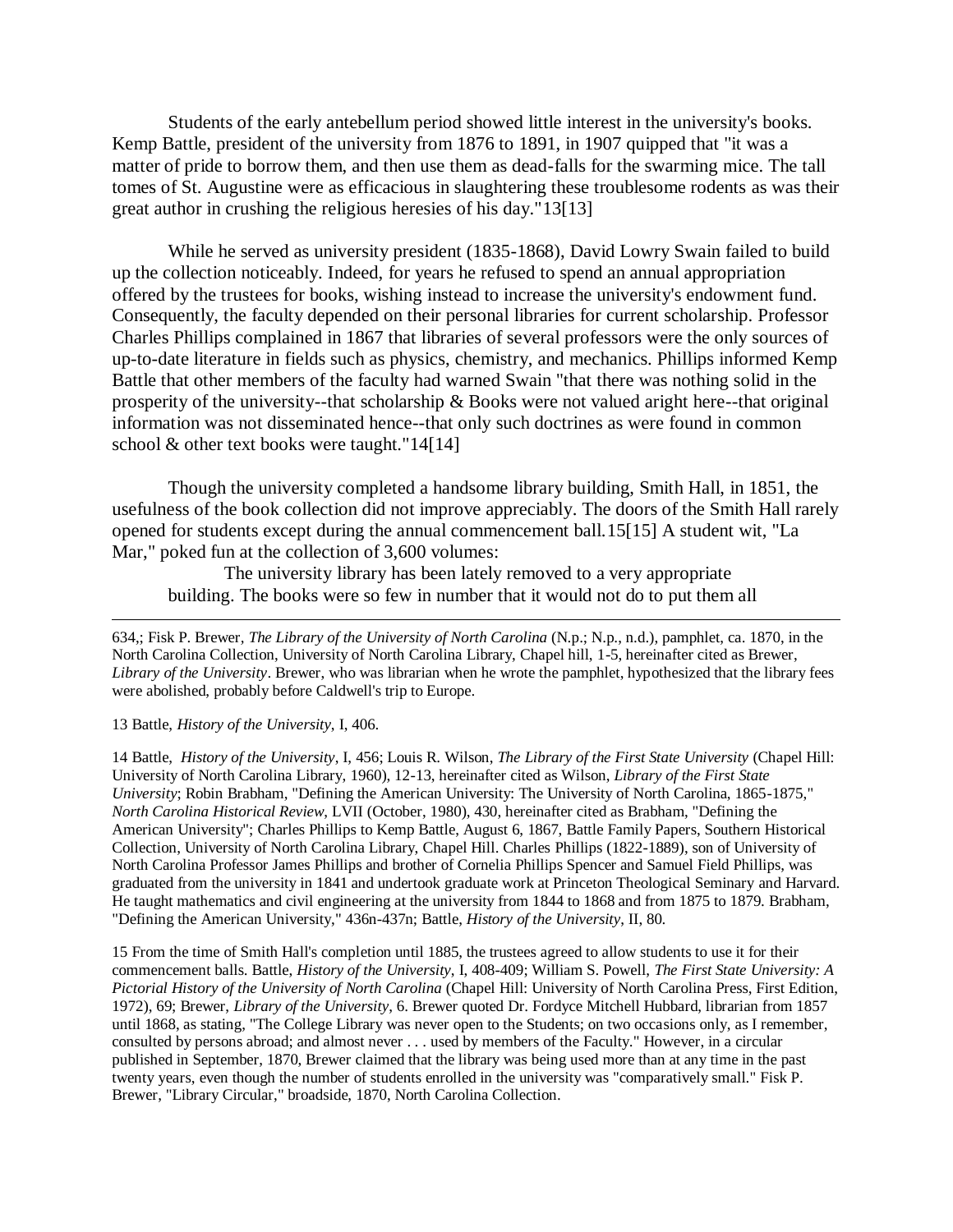Students of the early antebellum period showed little interest in the university's books. Kemp Battle, president of the university from 1876 to 1891, in 1907 quipped that "it was a matter of pride to borrow them, and then use them as dead-falls for the swarming mice. The tall tomes of St. Augustine were as efficacious in slaughtering these troublesome rodents as was their great author in crushing the religious heresies of his day."13[13]

While he served as university president (1835-1868), David Lowry Swain failed to build up the collection noticeably. Indeed, for years he refused to spend an annual appropriation offered by the trustees for books, wishing instead to increase the university's endowment fund. Consequently, the faculty depended on their personal libraries for current scholarship. Professor Charles Phillips complained in 1867 that libraries of several professors were the only sources of up-to-date literature in fields such as physics, chemistry, and mechanics. Phillips informed Kemp Battle that other members of the faculty had warned Swain "that there was nothing solid in the prosperity of the university--that scholarship & Books were not valued aright here--that original information was not disseminated hence--that only such doctrines as were found in common school & other text books were taught."14[14]

Though the university completed a handsome library building, Smith Hall, in 1851, the usefulness of the book collection did not improve appreciably. The doors of the Smith Hall rarely opened for students except during the annual commencement ball.15[15] A student wit, "La Mar," poked fun at the collection of 3,600 volumes:

> The university library has been lately removed to a very appropriate building. The books were so few in number that it would not do to put them all

---

634,; Fisk P. Brewer, *The Library of the University of North Carolina* (N.p.; N.p., n.d.), pamphlet, ca. 1870, in the North Carolina Collection, University of North Carolina Library, Chapel hill, 1-5, hereinafter cited as Brewer, *Library of the University*. Brewer, who was librarian when he wrote the pamphlet, hypothesized that the library fees were abolished, probably before Caldwell's trip to Europe.

13 Battle, *History of the University*, I, 406.

14 Battle, *History of the University*, I, 456; Louis R. Wilson, *The Library of the First State University* (Chapel Hill: University of North Carolina Library, 1960), 12-13, hereinafter cited as Wilson, *Library of the First State University*; Robin Brabham, "Defining the American University: The University of North Carolina, 1865-1875," *North Carolina Historical Review*, LVII (October, 1980), 430, hereinafter cited as Brabham, "Defining the American University"; Charles Phillips to Kemp Battle, August 6, 1867, Battle Family Papers, Southern Historical Collection, University of North Carolina Library, Chapel Hill. Charles Phillips (1822-1889), son of University of North Carolina Professor James Phillips and brother of Cornelia Phillips Spencer and Samuel Field Phillips, was graduated from the university in 1841 and undertook graduate work at Princeton Theological Seminary and Harvard. He taught mathematics and civil engineering at the university from 1844 to 1868 and from 1875 to 1879. Brabham, "Defining the American University," 436n-437n; Battle, *History of the University*, II, 80.

15 From the time of Smith Hall's completion until 1885, the trustees agreed to allow students to use it for their commencement balls. Battle, *History of the University*, I, 408-409; William S. Powell, *The First State University: A Pictorial History of the University of North Carolina* (Chapel Hill: University of North Carolina Press, First Edition, 1972), 69; Brewer, *Library of the University*, 6. Brewer quoted Dr. Fordyce Mitchell Hubbard, librarian from 1857 until 1868, as stating, "The College Library was never open to the Students; on two occasions only, as I remember, consulted by persons abroad; and almost never . . . used by members of the Faculty." However, in a circular published in September, 1870, Brewer claimed that the library was being used more than at any time in the past twenty years, even though the number of students enrolled in the university was "comparatively small." Fisk P. Brewer, "Library Circular," broadside, 1870, North Carolina Collection.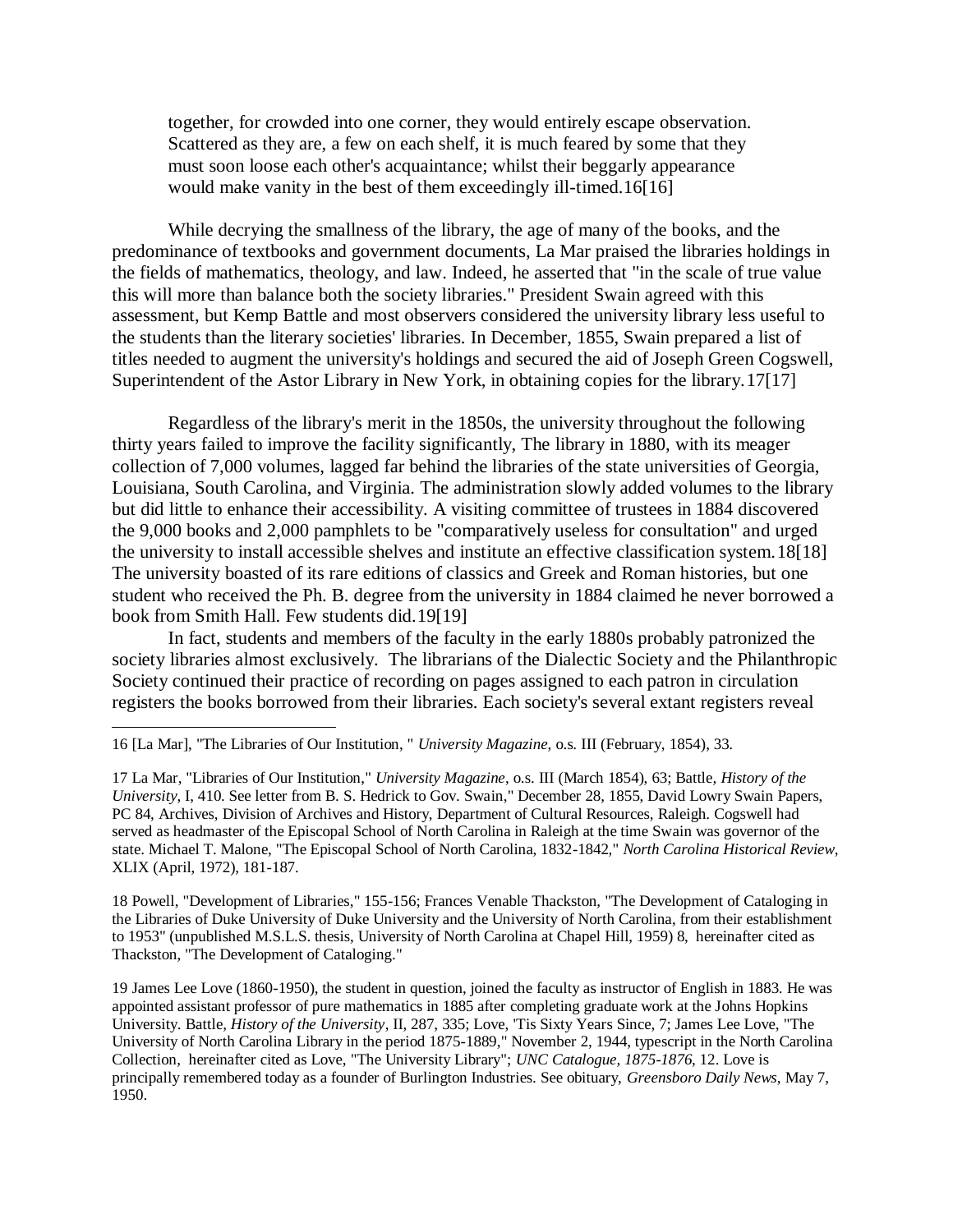> together, for crowded into one corner, they would entirely escape observation. Scattered as they are, a few on each shelf, it is much feared by some that they must soon loose each other's acquaintance; whilst their beggarly appearance would make vanity in the best of them exceedingly ill-timed.16[16]

While decrying the smallness of the library, the age of many of the books, and the predominance of textbooks and government documents, La Mar praised the libraries holdings in the fields of mathematics, theology, and law. Indeed, he asserted that "in the scale of true value this will more than balance both the society libraries." President Swain agreed with this assessment, but Kemp Battle and most observers considered the university library less useful to the students than the literary societies' libraries. In December, 1855, Swain prepared a list of titles needed to augment the university's holdings and secured the aid of Joseph Green Cogswell, Superintendent of the Astor Library in New York, in obtaining copies for the library.17[17]

Regardless of the library's merit in the 1850s, the university throughout the following thirty years failed to improve the facility significantly, The library in 1880, with its meager collection of 7,000 volumes, lagged far behind the libraries of the state universities of Georgia, Louisiana, South Carolina, and Virginia. The administration slowly added volumes to the library but did little to enhance their accessibility. A visiting committee of trustees in 1884 discovered the 9,000 books and 2,000 pamphlets to be "comparatively useless for consultation" and urged the university to install accessible shelves and institute an effective classification system.18[18] The university boasted of its rare editions of classics and Greek and Roman histories, but one student who received the Ph. B. degree from the university in 1884 claimed he never borrowed a book from Smith Hall. Few students did.19[19]

In fact, students and members of the faculty in the early 1880s probably patronized the society libraries almost exclusively. The librarians of the Dialectic Society and the Philanthropic Society continued their practice of recording on pages assigned to each patron in circulation registers the books borrowed from their libraries. Each society's several extant registers reveal

---

16 [La Mar], "The Libraries of Our Institution, " *University Magazine*, o.s. III (February, 1854), 33.

17 La Mar, "Libraries of Our Institution," *University Magazine*, o.s. III (March 1854), 63; Battle, *History of the University*, I, 410. See letter from B. S. Hedrick to Gov. Swain," December 28, 1855, David Lowry Swain Papers, PC 84, Archives, Division of Archives and History, Department of Cultural Resources, Raleigh. Cogswell had served as headmaster of the Episcopal School of North Carolina in Raleigh at the time Swain was governor of the state. Michael T. Malone, "The Episcopal School of North Carolina, 1832-1842," *North Carolina Historical Review*, XLIX (April, 1972), 181-187.

18 Powell, "Development of Libraries," 155-156; Frances Venable Thackston, "The Development of Cataloging in the Libraries of Duke University of Duke University and the University of North Carolina, from their establishment to 1953" (unpublished M.S.L.S. thesis, University of North Carolina at Chapel Hill, 1959) 8, hereinafter cited as Thackston, "The Development of Cataloging."

19 James Lee Love (1860-1950), the student in question, joined the faculty as instructor of English in 1883. He was appointed assistant professor of pure mathematics in 1885 after completing graduate work at the Johns Hopkins University. Battle, *History of the University*, II, 287, 335; Love, 'Tis Sixty Years Since, 7; James Lee Love, "The University of North Carolina Library in the period 1875-1889," November 2, 1944, typescript in the North Carolina Collection, hereinafter cited as Love, "The University Library"; *UNC Catalogue, 1875-1876*, 12. Love is principally remembered today as a founder of Burlington Industries. See obituary, *Greensboro Daily News*, May 7, 1950.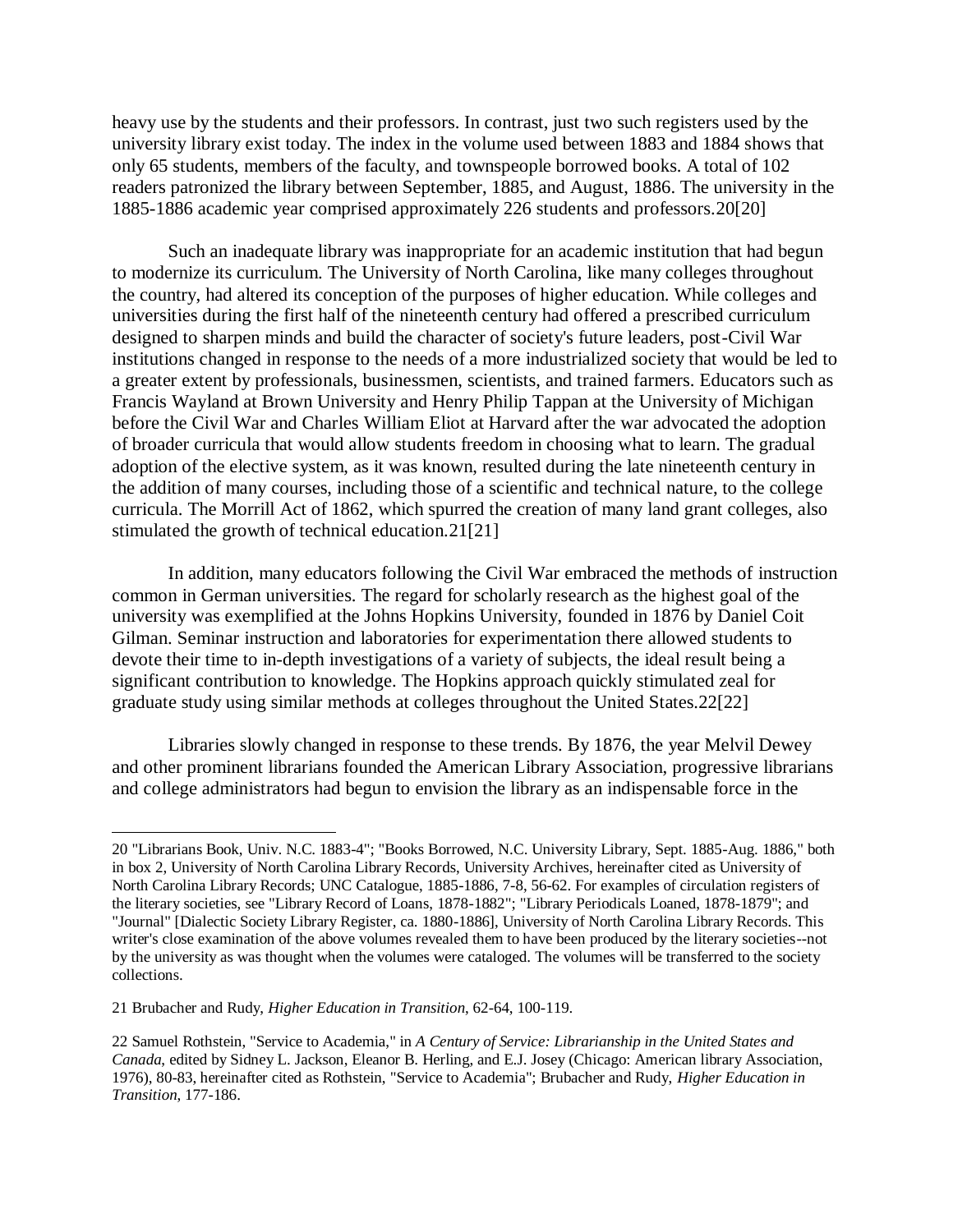heavy use by the students and their professors. In contrast, just two such registers used by the university library exist today. The index in the volume used between 1883 and 1884 shows that only 65 students, members of the faculty, and townspeople borrowed books. A total of 102 readers patronized the library between September, 1885, and August, 1886. The university in the 1885-1886 academic year comprised approximately 226 students and professors.[20]

Such an inadequate library was inappropriate for an academic institution that had begun to modernize its curriculum. The University of North Carolina, like many colleges throughout the country, had altered its conception of the purposes of higher education. While colleges and universities during the first half of the nineteenth century had offered a prescribed curriculum designed to sharpen minds and build the character of society's future leaders, post-Civil War institutions changed in response to the needs of a more industrialized society that would be led to a greater extent by professionals, businessmen, scientists, and trained farmers. Educators such as Francis Wayland at Brown University and Henry Philip Tappan at the University of Michigan before the Civil War and Charles William Eliot at Harvard after the war advocated the adoption of broader curricula that would allow students freedom in choosing what to learn. The gradual adoption of the elective system, as it was known, resulted during the late nineteenth century in the addition of many courses, including those of a scientific and technical nature, to the college curricula. The Morrill Act of 1862, which spurred the creation of many land grant colleges, also stimulated the growth of technical education.[21]

In addition, many educators following the Civil War embraced the methods of instruction common in German universities. The regard for scholarly research as the highest goal of the university was exemplified at the Johns Hopkins University, founded in 1876 by Daniel Coit Gilman. Seminar instruction and laboratories for experimentation there allowed students to devote their time to in-depth investigations of a variety of subjects, the ideal result being a significant contribution to knowledge. The Hopkins approach quickly stimulated zeal for graduate study using similar methods at colleges throughout the United States.[22]

Libraries slowly changed in response to these trends. By 1876, the year Melvil Dewey and other prominent librarians founded the American Library Association, progressive librarians and college administrators had begun to envision the library as an indispensable force in the

---

20 "Librarians Book, Univ. N.C. 1883-4"; "Books Borrowed, N.C. University Library, Sept. 1885-Aug. 1886," both in box 2, University of North Carolina Library Records, University Archives, hereinafter cited as University of North Carolina Library Records; UNC Catalogue, 1885-1886, 7-8, 56-62. For examples of circulation registers of the literary societies, see "Library Record of Loans, 1878-1882"; "Library Periodicals Loaned, 1878-1879"; and "Journal" [Dialectic Society Library Register, ca. 1880-1886], University of North Carolina Library Records. This writer's close examination of the above volumes revealed them to have been produced by the literary societies--not by the university as was thought when the volumes were cataloged. The volumes will be transferred to the society collections.

21 Brubacher and Rudy, *Higher Education in Transition*, 62-64, 100-119.

22 Samuel Rothstein, "Service to Academia," in *A Century of Service: Librarianship in the United States and Canada*, edited by Sidney L. Jackson, Eleanor B. Herling, and E.J. Josey (Chicago: American library Association, 1976), 80-83, hereinafter cited as Rothstein, "Service to Academia"; Brubacher and Rudy, *Higher Education in Transition*, 177-186.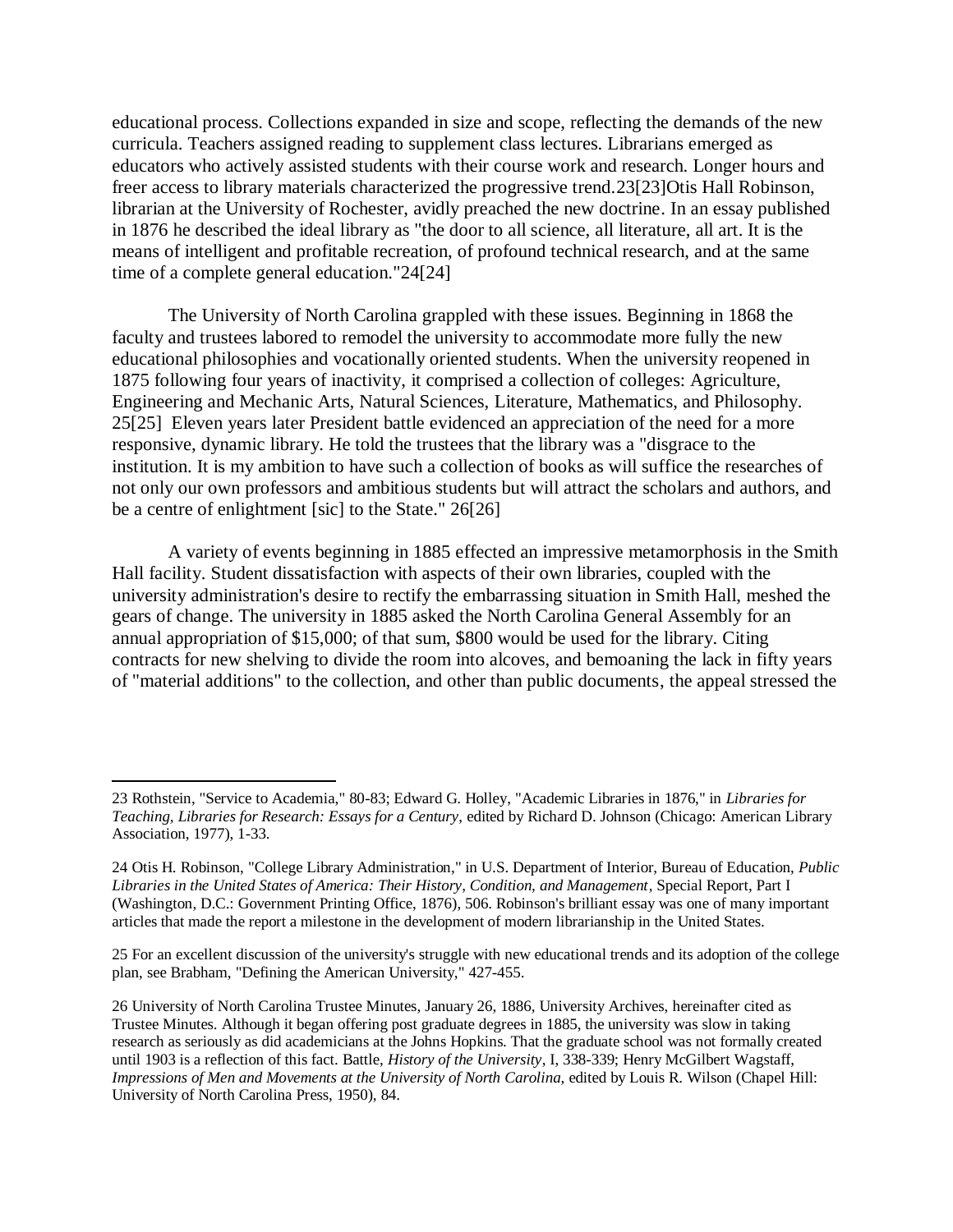educational process. Collections expanded in size and scope, reflecting the demands of the new curricula. Teachers assigned reading to supplement class lectures. Librarians emerged as educators who actively assisted students with their course work and research. Longer hours and freer access to library materials characterized the progressive trend.[23] Otis Hall Robinson, librarian at the University of Rochester, avidly preached the new doctrine. In an essay published in 1876 he described the ideal library as "the door to all science, all literature, all art. It is the means of intelligent and profitable recreation, of profound technical research, and at the same time of a complete general education."[24]

The University of North Carolina grappled with these issues. Beginning in 1868 the faculty and trustees labored to remodel the university to accommodate more fully the new educational philosophies and vocationally oriented students. When the university reopened in 1875 following four years of inactivity, it comprised a collection of colleges: Agriculture, Engineering and Mechanic Arts, Natural Sciences, Literature, Mathematics, and Philosophy.[25] Eleven years later President battle evidenced an appreciation of the need for a more responsive, dynamic library. He told the trustees that the library was a "disgrace to the institution. It is my ambition to have such a collection of books as will suffice the researches of not only our own professors and ambitious students but will attract the scholars and authors, and be a centre of enlightment [sic] to the State."[26]

A variety of events beginning in 1885 effected an impressive metamorphosis in the Smith Hall facility. Student dissatisfaction with aspects of their own libraries, coupled with the university administration's desire to rectify the embarrassing situation in Smith Hall, meshed the gears of change. The university in 1885 asked the North Carolina General Assembly for an annual appropriation of $15,000; of that sum, $800 would be used for the library. Citing contracts for new shelving to divide the room into alcoves, and bemoaning the lack in fifty years of "material additions" to the collection, and other than public documents, the appeal stressed the

---

23 Rothstein, "Service to Academia," 80-83; Edward G. Holley, "Academic Libraries in 1876," in *Libraries for Teaching, Libraries for Research: Essays for a Century*, edited by Richard D. Johnson (Chicago: American Library Association, 1977), 1-33.

24 Otis H. Robinson, "College Library Administration," in U.S. Department of Interior, Bureau of Education, *Public Libraries in the United States of America: Their History, Condition, and Management*, Special Report, Part I (Washington, D.C.: Government Printing Office, 1876), 506. Robinson's brilliant essay was one of many important articles that made the report a milestone in the development of modern librarianship in the United States.

25 For an excellent discussion of the university's struggle with new educational trends and its adoption of the college plan, see Brabham, "Defining the American University," 427-455.

26 University of North Carolina Trustee Minutes, January 26, 1886, University Archives, hereinafter cited as Trustee Minutes. Although it began offering post graduate degrees in 1885, the university was slow in taking research as seriously as did academicians at the Johns Hopkins. That the graduate school was not formally created until 1903 is a reflection of this fact. Battle, *History of the University*, I, 338-339; Henry McGilbert Wagstaff, *Impressions of Men and Movements at the University of North Carolina*, edited by Louis R. Wilson (Chapel Hill: University of North Carolina Press, 1950), 84.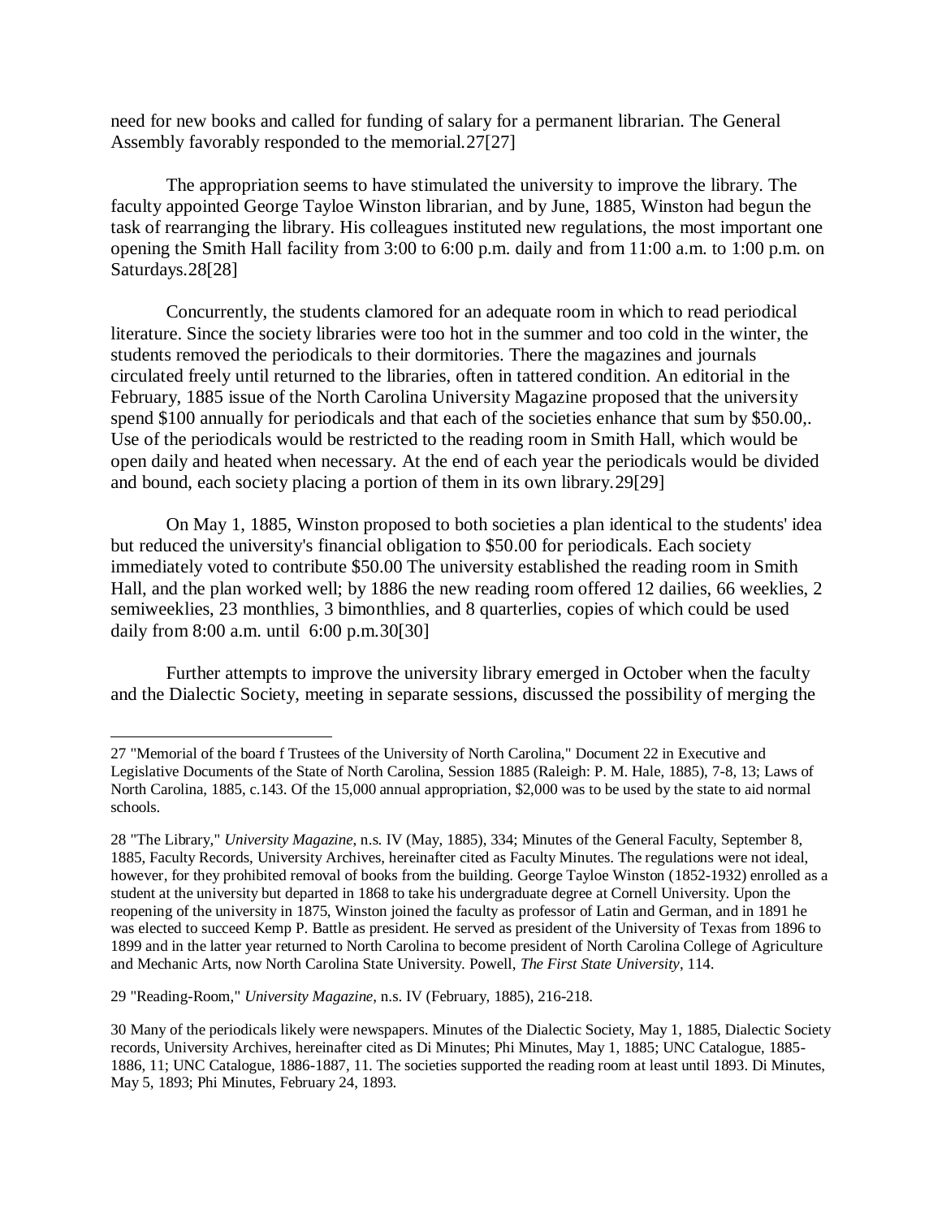need for new books and called for funding of salary for a permanent librarian. The General Assembly favorably responded to the memorial.27[27]

The appropriation seems to have stimulated the university to improve the library. The faculty appointed George Tayloe Winston librarian, and by June, 1885, Winston had begun the task of rearranging the library. His colleagues instituted new regulations, the most important one opening the Smith Hall facility from 3:00 to 6:00 p.m. daily and from 11:00 a.m. to 1:00 p.m. on Saturdays.28[28]

Concurrently, the students clamored for an adequate room in which to read periodical literature. Since the society libraries were too hot in the summer and too cold in the winter, the students removed the periodicals to their dormitories. There the magazines and journals circulated freely until returned to the libraries, often in tattered condition. An editorial in the February, 1885 issue of the North Carolina University Magazine proposed that the university spend $100 annually for periodicals and that each of the societies enhance that sum by $50.00,. Use of the periodicals would be restricted to the reading room in Smith Hall, which would be open daily and heated when necessary. At the end of each year the periodicals would be divided and bound, each society placing a portion of them in its own library.29[29]

On May 1, 1885, Winston proposed to both societies a plan identical to the students' idea but reduced the university's financial obligation to $50.00 for periodicals. Each society immediately voted to contribute $50.00 The university established the reading room in Smith Hall, and the plan worked well; by 1886 the new reading room offered 12 dailies, 66 weeklies, 2 semiweeklies, 23 monthlies, 3 bimonthlies, and 8 quarterlies, copies of which could be used daily from 8:00 a.m. until 6:00 p.m.30[30]

Further attempts to improve the university library emerged in October when the faculty and the Dialectic Society, meeting in separate sessions, discussed the possibility of merging the

---

27 "Memorial of the board f Trustees of the University of North Carolina," Document 22 in Executive and Legislative Documents of the State of North Carolina, Session 1885 (Raleigh: P. M. Hale, 1885), 7-8, 13; Laws of North Carolina, 1885, c.143. Of the 15,000 annual appropriation, $2,000 was to be used by the state to aid normal schools.

28 "The Library," *University Magazine*, n.s. IV (May, 1885), 334; Minutes of the General Faculty, September 8, 1885, Faculty Records, University Archives, hereinafter cited as Faculty Minutes. The regulations were not ideal, however, for they prohibited removal of books from the building. George Tayloe Winston (1852-1932) enrolled as a student at the university but departed in 1868 to take his undergraduate degree at Cornell University. Upon the reopening of the university in 1875, Winston joined the faculty as professor of Latin and German, and in 1891 he was elected to succeed Kemp P. Battle as president. He served as president of the University of Texas from 1896 to 1899 and in the latter year returned to North Carolina to become president of North Carolina College of Agriculture and Mechanic Arts, now North Carolina State University. Powell, *The First State University*, 114.

29 "Reading-Room," *University Magazine*, n.s. IV (February, 1885), 216-218.

30 Many of the periodicals likely were newspapers. Minutes of the Dialectic Society, May 1, 1885, Dialectic Society records, University Archives, hereinafter cited as Di Minutes; Phi Minutes, May 1, 1885; UNC Catalogue, 1885-1886, 11; UNC Catalogue, 1886-1887, 11. The societies supported the reading room at least until 1893. Di Minutes, May 5, 1893; Phi Minutes, February 24, 1893.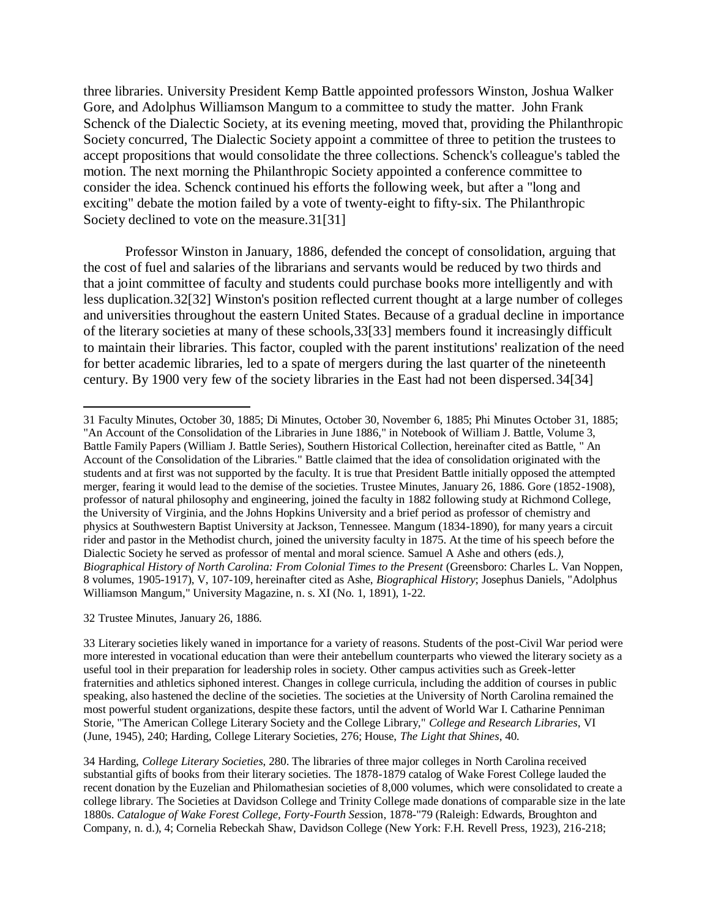three libraries. University President Kemp Battle appointed professors Winston, Joshua Walker Gore, and Adolphus Williamson Mangum to a committee to study the matter. John Frank Schenck of the Dialectic Society, at its evening meeting, moved that, providing the Philanthropic Society concurred, The Dialectic Society appoint a committee of three to petition the trustees to accept propositions that would consolidate the three collections. Schenck's colleague's tabled the motion. The next morning the Philanthropic Society appointed a conference committee to consider the idea. Schenck continued his efforts the following week, but after a "long and exciting" debate the motion failed by a vote of twenty-eight to fifty-six. The Philanthropic Society declined to vote on the measure.31[31]

Professor Winston in January, 1886, defended the concept of consolidation, arguing that the cost of fuel and salaries of the librarians and servants would be reduced by two thirds and that a joint committee of faculty and students could purchase books more intelligently and with less duplication.32[32] Winston's position reflected current thought at a large number of colleges and universities throughout the eastern United States. Because of a gradual decline in importance of the literary societies at many of these schools,33[33] members found it increasingly difficult to maintain their libraries. This factor, coupled with the parent institutions' realization of the need for better academic libraries, led to a spate of mergers during the last quarter of the nineteenth century. By 1900 very few of the society libraries in the East had not been dispersed.34[34]

---

31 Faculty Minutes, October 30, 1885; Di Minutes, October 30, November 6, 1885; Phi Minutes October 31, 1885; "An Account of the Consolidation of the Libraries in June 1886," in Notebook of William J. Battle, Volume 3, Battle Family Papers (William J. Battle Series), Southern Historical Collection, hereinafter cited as Battle, " An Account of the Consolidation of the Libraries." Battle claimed that the idea of consolidation originated with the students and at first was not supported by the faculty. It is true that President Battle initially opposed the attempted merger, fearing it would lead to the demise of the societies. Trustee Minutes, January 26, 1886. Gore (1852-1908), professor of natural philosophy and engineering, joined the faculty in 1882 following study at Richmond College, the University of Virginia, and the Johns Hopkins University and a brief period as professor of chemistry and physics at Southwestern Baptist University at Jackson, Tennessee. Mangum (1834-1890), for many years a circuit rider and pastor in the Methodist church, joined the university faculty in 1875. At the time of his speech before the Dialectic Society he served as professor of mental and moral science. Samuel A Ashe and others (eds.*),* *Biographical History of North Carolina: From Colonial Times to the Present* (Greensboro: Charles L. Van Noppen, 8 volumes, 1905-1917), V, 107-109, hereinafter cited as Ashe, *Biographical History*; Josephus Daniels, "Adolphus Williamson Mangum," University Magazine, n. s. XI (No. 1, 1891), 1-22.

32 Trustee Minutes, January 26, 1886.

33 Literary societies likely waned in importance for a variety of reasons. Students of the post-Civil War period were more interested in vocational education than were their antebellum counterparts who viewed the literary society as a useful tool in their preparation for leadership roles in society. Other campus activities such as Greek-letter fraternities and athletics siphoned interest. Changes in college curricula, including the addition of courses in public speaking, also hastened the decline of the societies. The societies at the University of North Carolina remained the most powerful student organizations, despite these factors, until the advent of World War I. Catharine Penniman Storie, "The American College Literary Society and the College Library," *College and Research Libraries*, VI (June, 1945), 240; Harding, College Literary Societies, 276; House, *The Light that Shines*, 40.

34 Harding, *College Literary Societies*, 280. The libraries of three major colleges in North Carolina received substantial gifts of books from their literary societies. The 1878-1879 catalog of Wake Forest College lauded the recent donation by the Euzelian and Philomathesian societies of 8,000 volumes, which were consolidated to create a college library. The Societies at Davidson College and Trinity College made donations of comparable size in the late 1880s. *Catalogue of Wake Forest College, Forty-Fourth Sess*ion, 1878-"79 (Raleigh: Edwards, Broughton and Company, n. d.), 4; Cornelia Rebeckah Shaw, Davidson College (New York: F.H. Revell Press, 1923), 216-218;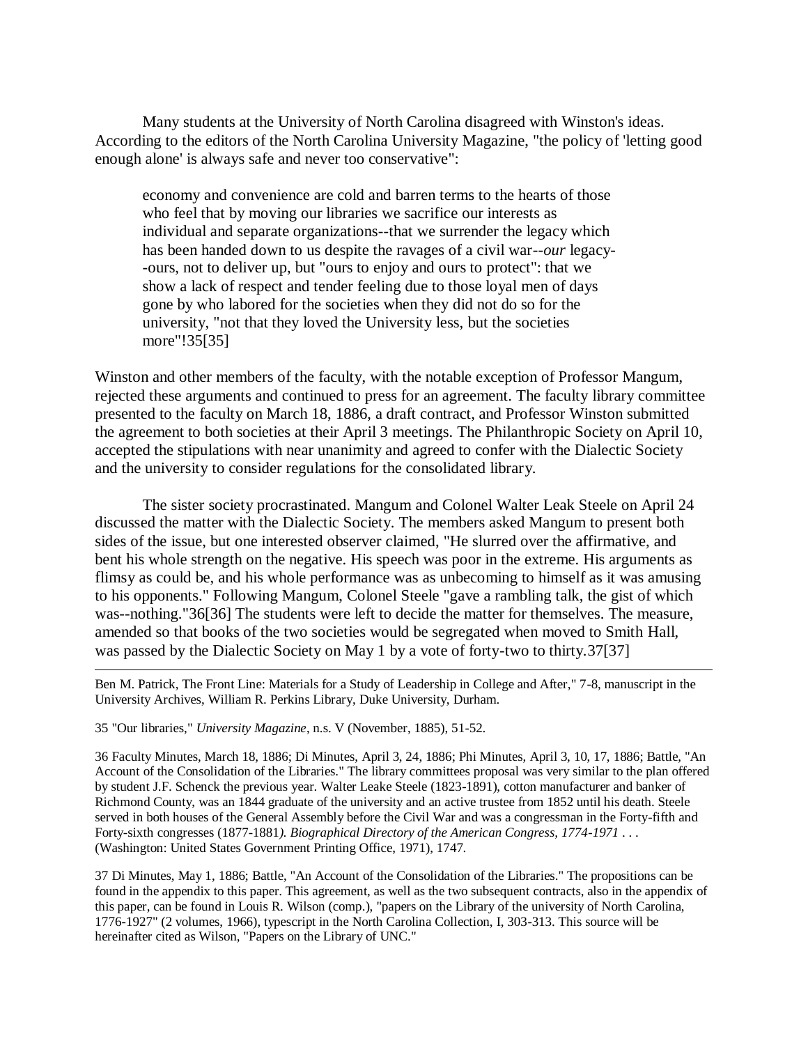Many students at the University of North Carolina disagreed with Winston's ideas. According to the editors of the North Carolina University Magazine, "the policy of 'letting good enough alone' is always safe and never too conservative":

> economy and convenience are cold and barren terms to the hearts of those who feel that by moving our libraries we sacrifice our interests as individual and separate organizations--that we surrender the legacy which has been handed down to us despite the ravages of a civil war--*our* legacy--ours, not to deliver up, but "ours to enjoy and ours to protect": that we show a lack of respect and tender feeling due to those loyal men of days gone by who labored for the societies when they did not do so for the university, "not that they loved the University less, but the societies more"!35[35]

Winston and other members of the faculty, with the notable exception of Professor Mangum, rejected these arguments and continued to press for an agreement. The faculty library committee presented to the faculty on March 18, 1886, a draft contract, and Professor Winston submitted the agreement to both societies at their April 3 meetings. The Philanthropic Society on April 10, accepted the stipulations with near unanimity and agreed to confer with the Dialectic Society and the university to consider regulations for the consolidated library.

The sister society procrastinated. Mangum and Colonel Walter Leak Steele on April 24 discussed the matter with the Dialectic Society. The members asked Mangum to present both sides of the issue, but one interested observer claimed, "He slurred over the affirmative, and bent his whole strength on the negative. His speech was poor in the extreme. His arguments as flimsy as could be, and his whole performance was as unbecoming to himself as it was amusing to his opponents." Following Mangum, Colonel Steele "gave a rambling talk, the gist of which was--nothing."36[36] The students were left to decide the matter for themselves. The measure, amended so that books of the two societies would be segregated when moved to Smith Hall, was passed by the Dialectic Society on May 1 by a vote of forty-two to thirty.37[37]

---

Ben M. Patrick, The Front Line: Materials for a Study of Leadership in College and After," 7-8, manuscript in the University Archives, William R. Perkins Library, Duke University, Durham.

35 "Our libraries," *University Magazine*, n.s. V (November, 1885), 51-52.

36 Faculty Minutes, March 18, 1886; Di Minutes, April 3, 24, 1886; Phi Minutes, April 3, 10, 17, 1886; Battle, "An Account of the Consolidation of the Libraries." The library committees proposal was very similar to the plan offered by student J.F. Schenck the previous year. Walter Leake Steele (1823-1891), cotton manufacturer and banker of Richmond County, was an 1844 graduate of the university and an active trustee from 1852 until his death. Steele served in both houses of the General Assembly before the Civil War and was a congressman in the Forty-fifth and Forty-sixth congresses (1877-1881*). Biographical Directory of the American Congress, 1774-1971 . . .* (Washington: United States Government Printing Office, 1971), 1747.

37 Di Minutes, May 1, 1886; Battle, "An Account of the Consolidation of the Libraries." The propositions can be found in the appendix to this paper. This agreement, as well as the two subsequent contracts, also in the appendix of this paper, can be found in Louis R. Wilson (comp.), "papers on the Library of the university of North Carolina, 1776-1927" (2 volumes, 1966), typescript in the North Carolina Collection, I, 303-313. This source will be hereinafter cited as Wilson, "Papers on the Library of UNC."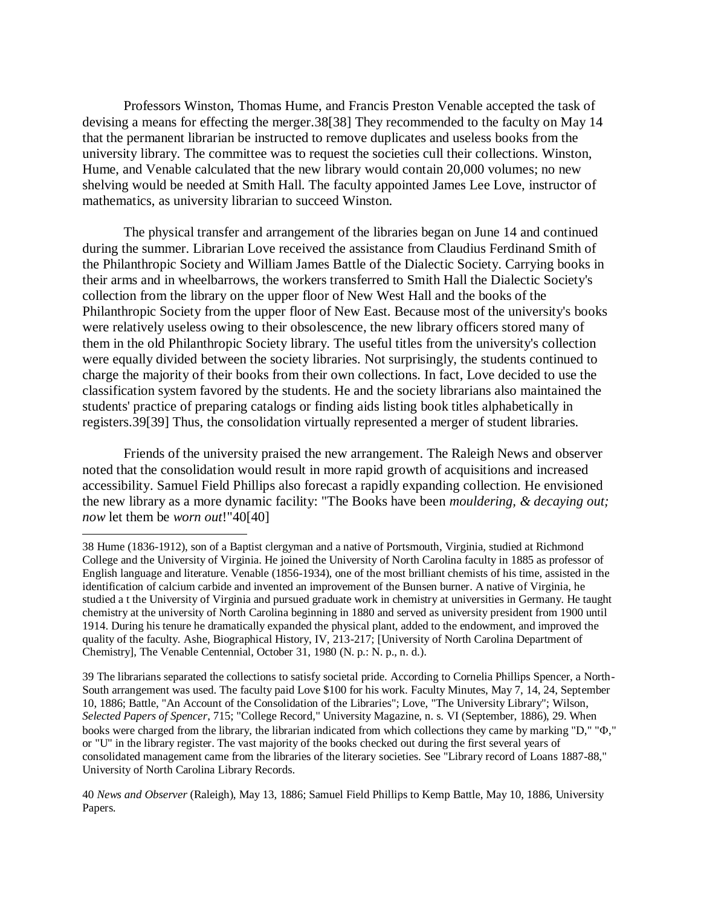Professors Winston, Thomas Hume, and Francis Preston Venable accepted the task of devising a means for effecting the merger.38[38] They recommended to the faculty on May 14 that the permanent librarian be instructed to remove duplicates and useless books from the university library. The committee was to request the societies cull their collections. Winston, Hume, and Venable calculated that the new library would contain 20,000 volumes; no new shelving would be needed at Smith Hall. The faculty appointed James Lee Love, instructor of mathematics, as university librarian to succeed Winston.

The physical transfer and arrangement of the libraries began on June 14 and continued during the summer. Librarian Love received the assistance from Claudius Ferdinand Smith of the Philanthropic Society and William James Battle of the Dialectic Society. Carrying books in their arms and in wheelbarrows, the workers transferred to Smith Hall the Dialectic Society's collection from the library on the upper floor of New West Hall and the books of the Philanthropic Society from the upper floor of New East. Because most of the university's books were relatively useless owing to their obsolescence, the new library officers stored many of them in the old Philanthropic Society library. The useful titles from the university's collection were equally divided between the society libraries. Not surprisingly, the students continued to charge the majority of their books from their own collections. In fact, Love decided to use the classification system favored by the students. He and the society librarians also maintained the students' practice of preparing catalogs or finding aids listing book titles alphabetically in registers.39[39] Thus, the consolidation virtually represented a merger of student libraries.

Friends of the university praised the new arrangement. The Raleigh News and observer noted that the consolidation would result in more rapid growth of acquisitions and increased accessibility. Samuel Field Phillips also forecast a rapidly expanding collection. He envisioned the new library as a more dynamic facility: "The Books have been *mouldering, & decaying out; now* let them be *worn out*!"40[40]

---

38 Hume (1836-1912), son of a Baptist clergyman and a native of Portsmouth, Virginia, studied at Richmond College and the University of Virginia. He joined the University of North Carolina faculty in 1885 as professor of English language and literature. Venable (1856-1934), one of the most brilliant chemists of his time, assisted in the identification of calcium carbide and invented an improvement of the Bunsen burner. A native of Virginia, he studied a t the University of Virginia and pursued graduate work in chemistry at universities in Germany. He taught chemistry at the university of North Carolina beginning in 1880 and served as university president from 1900 until 1914. During his tenure he dramatically expanded the physical plant, added to the endowment, and improved the quality of the faculty. Ashe, Biographical History, IV, 213-217; [University of North Carolina Department of Chemistry], The Venable Centennial, October 31, 1980 (N. p.: N. p., n. d.).

39 The librarians separated the collections to satisfy societal pride. According to Cornelia Phillips Spencer, a North-South arrangement was used. The faculty paid Love $100 for his work. Faculty Minutes, May 7, 14, 24, September 10, 1886; Battle, "An Account of the Consolidation of the Libraries"; Love, "The University Library"; Wilson, *Selected Papers of Spencer*, 715; "College Record," University Magazine, n. s. VI (September, 1886), 29. When books were charged from the library, the librarian indicated from which collections they came by marking "D," "Φ," or "U" in the library register. The vast majority of the books checked out during the first several years of consolidated management came from the libraries of the literary societies. See "Library record of Loans 1887-88," University of North Carolina Library Records.

40 *News and Observer* (Raleigh), May 13, 1886; Samuel Field Phillips to Kemp Battle, May 10, 1886, University Papers.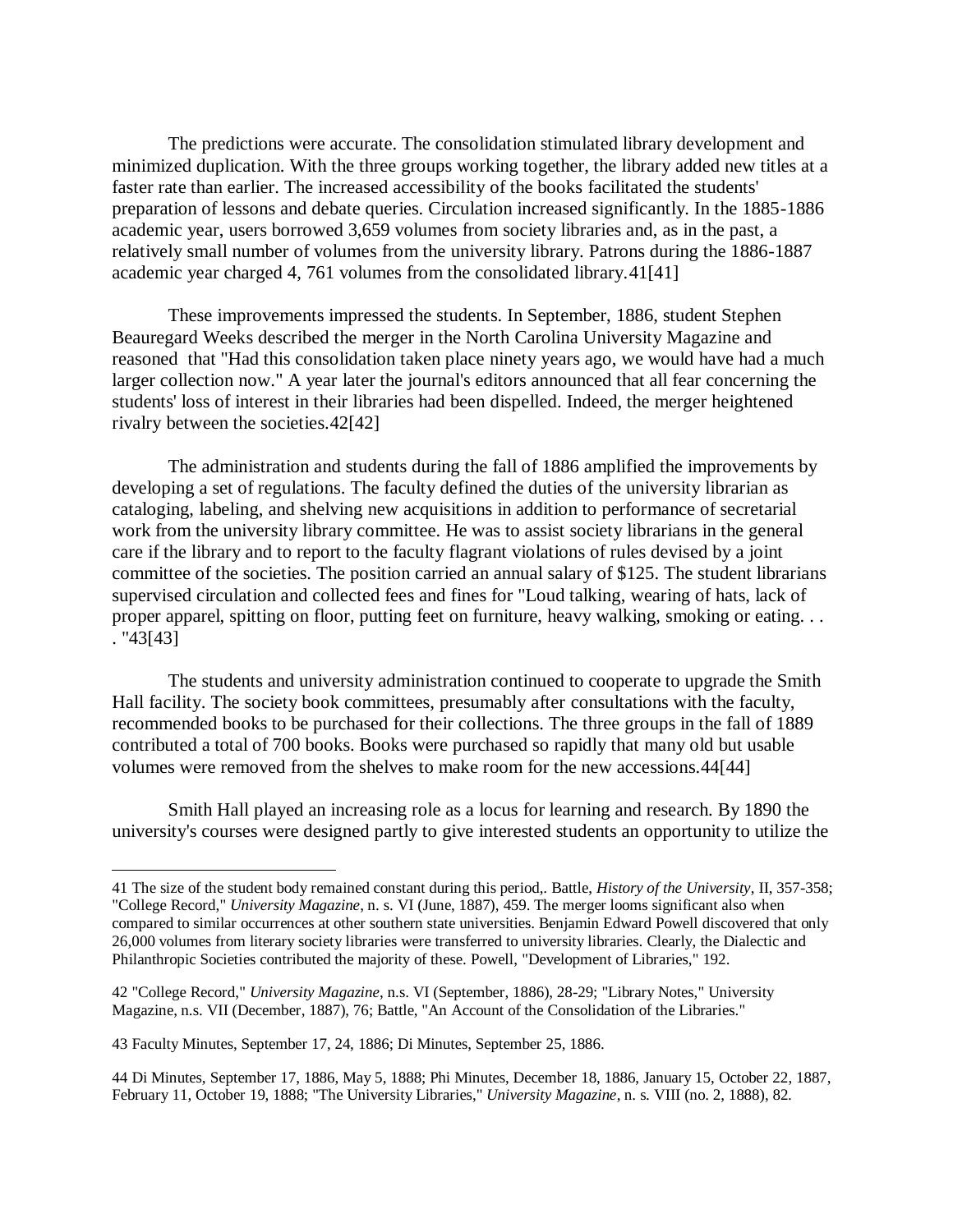The predictions were accurate. The consolidation stimulated library development and minimized duplication. With the three groups working together, the library added new titles at a faster rate than earlier. The increased accessibility of the books facilitated the students' preparation of lessons and debate queries. Circulation increased significantly. In the 1885-1886 academic year, users borrowed 3,659 volumes from society libraries and, as in the past, a relatively small number of volumes from the university library. Patrons during the 1886-1887 academic year charged 4, 761 volumes from the consolidated library.41[41]

These improvements impressed the students. In September, 1886, student Stephen Beauregard Weeks described the merger in the North Carolina University Magazine and reasoned that "Had this consolidation taken place ninety years ago, we would have had a much larger collection now." A year later the journal's editors announced that all fear concerning the students' loss of interest in their libraries had been dispelled. Indeed, the merger heightened rivalry between the societies.42[42]

The administration and students during the fall of 1886 amplified the improvements by developing a set of regulations. The faculty defined the duties of the university librarian as cataloging, labeling, and shelving new acquisitions in addition to performance of secretarial work from the university library committee. He was to assist society librarians in the general care if the library and to report to the faculty flagrant violations of rules devised by a joint committee of the societies. The position carried an annual salary of $125. The student librarians supervised circulation and collected fees and fines for "Loud talking, wearing of hats, lack of proper apparel, spitting on floor, putting feet on furniture, heavy walking, smoking or eating. . . . "43[43]

The students and university administration continued to cooperate to upgrade the Smith Hall facility. The society book committees, presumably after consultations with the faculty, recommended books to be purchased for their collections. The three groups in the fall of 1889 contributed a total of 700 books. Books were purchased so rapidly that many old but usable volumes were removed from the shelves to make room for the new accessions.44[44]

Smith Hall played an increasing role as a locus for learning and research. By 1890 the university's courses were designed partly to give interested students an opportunity to utilize the

---

41 The size of the student body remained constant during this period,. Battle, *History of the University*, II, 357-358; "College Record," *University Magazine*, n. s. VI (June, 1887), 459. The merger looms significant also when compared to similar occurrences at other southern state universities. Benjamin Edward Powell discovered that only 26,000 volumes from literary society libraries were transferred to university libraries. Clearly, the Dialectic and Philanthropic Societies contributed the majority of these. Powell, "Development of Libraries," 192.

42 "College Record," *University Magazine*, n.s. VI (September, 1886), 28-29; "Library Notes," University Magazine, n.s. VII (December, 1887), 76; Battle, "An Account of the Consolidation of the Libraries."

43 Faculty Minutes, September 17, 24, 1886; Di Minutes, September 25, 1886.

44 Di Minutes, September 17, 1886, May 5, 1888; Phi Minutes, December 18, 1886, January 15, October 22, 1887, February 11, October 19, 1888; "The University Libraries," *University Magazine*, n. s. VIII (no. 2, 1888), 82.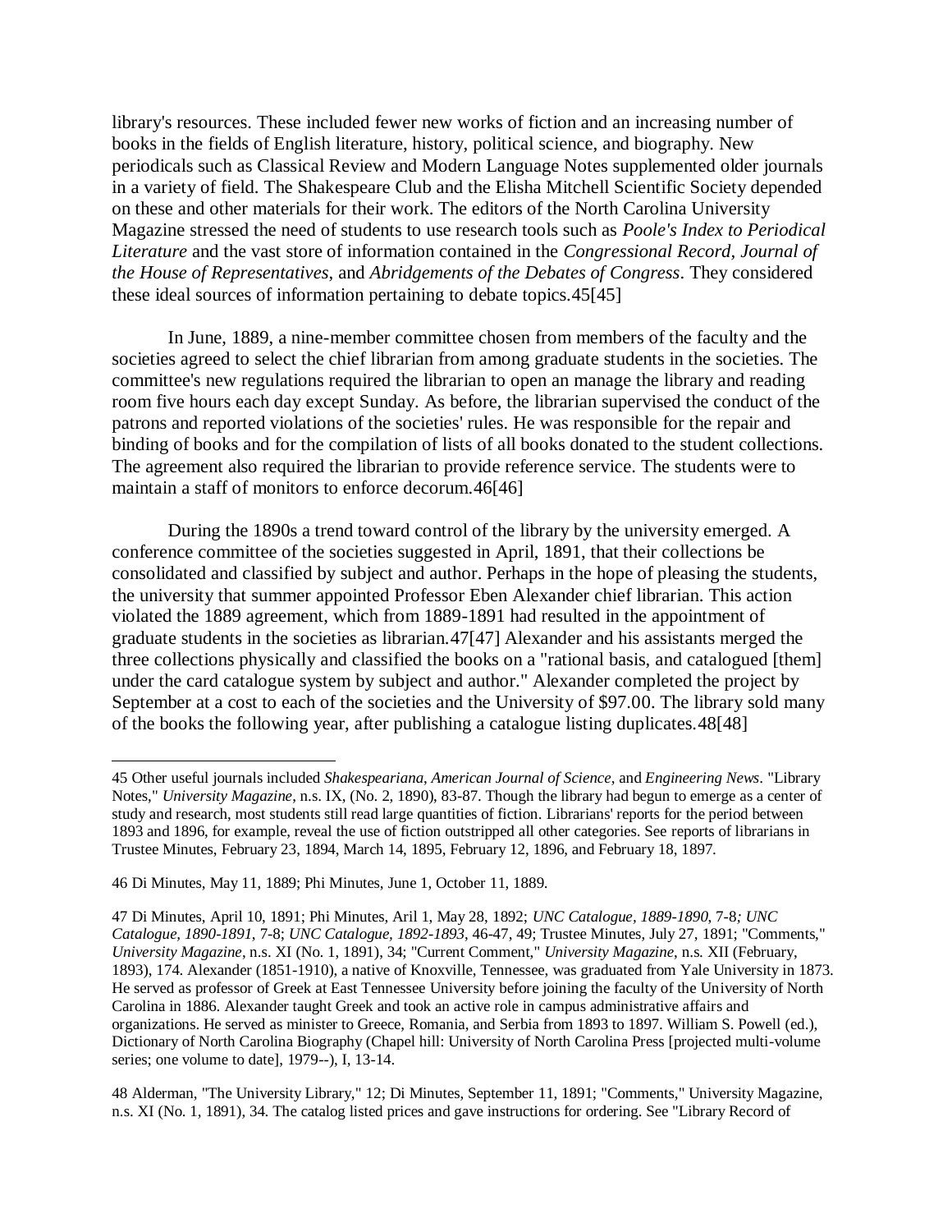library's resources. These included fewer new works of fiction and an increasing number of books in the fields of English literature, history, political science, and biography. New periodicals such as Classical Review and Modern Language Notes supplemented older journals in a variety of field. The Shakespeare Club and the Elisha Mitchell Scientific Society depended on these and other materials for their work. The editors of the North Carolina University Magazine stressed the need of students to use research tools such as *Poole's Index to Periodical Literature* and the vast store of information contained in the *Congressional Record*, *Journal of the House of Representatives*, and *Abridgements of the Debates of Congress*. They considered these ideal sources of information pertaining to debate topics.45[45]

In June, 1889, a nine-member committee chosen from members of the faculty and the societies agreed to select the chief librarian from among graduate students in the societies. The committee's new regulations required the librarian to open an manage the library and reading room five hours each day except Sunday. As before, the librarian supervised the conduct of the patrons and reported violations of the societies' rules. He was responsible for the repair and binding of books and for the compilation of lists of all books donated to the student collections. The agreement also required the librarian to provide reference service. The students were to maintain a staff of monitors to enforce decorum.46[46]

During the 1890s a trend toward control of the library by the university emerged. A conference committee of the societies suggested in April, 1891, that their collections be consolidated and classified by subject and author. Perhaps in the hope of pleasing the students, the university that summer appointed Professor Eben Alexander chief librarian. This action violated the 1889 agreement, which from 1889-1891 had resulted in the appointment of graduate students in the societies as librarian.47[47] Alexander and his assistants merged the three collections physically and classified the books on a "rational basis, and catalogued [them] under the card catalogue system by subject and author." Alexander completed the project by September at a cost to each of the societies and the University of $97.00. The library sold many of the books the following year, after publishing a catalogue listing duplicates.48[48]

---

45 Other useful journals included *Shakespeariana*, *American Journal of Science*, and *Engineering News*. "Library Notes," *University Magazine*, n.s. IX, (No. 2, 1890), 83-87. Though the library had begun to emerge as a center of study and research, most students still read large quantities of fiction. Librarians' reports for the period between 1893 and 1896, for example, reveal the use of fiction outstripped all other categories. See reports of librarians in Trustee Minutes, February 23, 1894, March 14, 1895, February 12, 1896, and February 18, 1897.

46 Di Minutes, May 11, 1889; Phi Minutes, June 1, October 11, 1889.

47 Di Minutes, April 10, 1891; Phi Minutes, Aril 1, May 28, 1892; *UNC Catalogue, 1889-1890*, 7-8*; UNC Catalogue, 1890-1891*, 7-8; *UNC Catalogue, 1892-1893*, 46-47, 49; Trustee Minutes, July 27, 1891; "Comments," *University Magazine*, n.s. XI (No. 1, 1891), 34; "Current Comment," *University Magazine*, n.s. XII (February, 1893), 174. Alexander (1851-1910), a native of Knoxville, Tennessee, was graduated from Yale University in 1873. He served as professor of Greek at East Tennessee University before joining the faculty of the University of North Carolina in 1886. Alexander taught Greek and took an active role in campus administrative affairs and organizations. He served as minister to Greece, Romania, and Serbia from 1893 to 1897. William S. Powell (ed.), Dictionary of North Carolina Biography (Chapel hill: University of North Carolina Press [projected multi-volume series; one volume to date], 1979--), I, 13-14.

48 Alderman, "The University Library," 12; Di Minutes, September 11, 1891; "Comments," University Magazine, n.s. XI (No. 1, 1891), 34. The catalog listed prices and gave instructions for ordering. See "Library Record of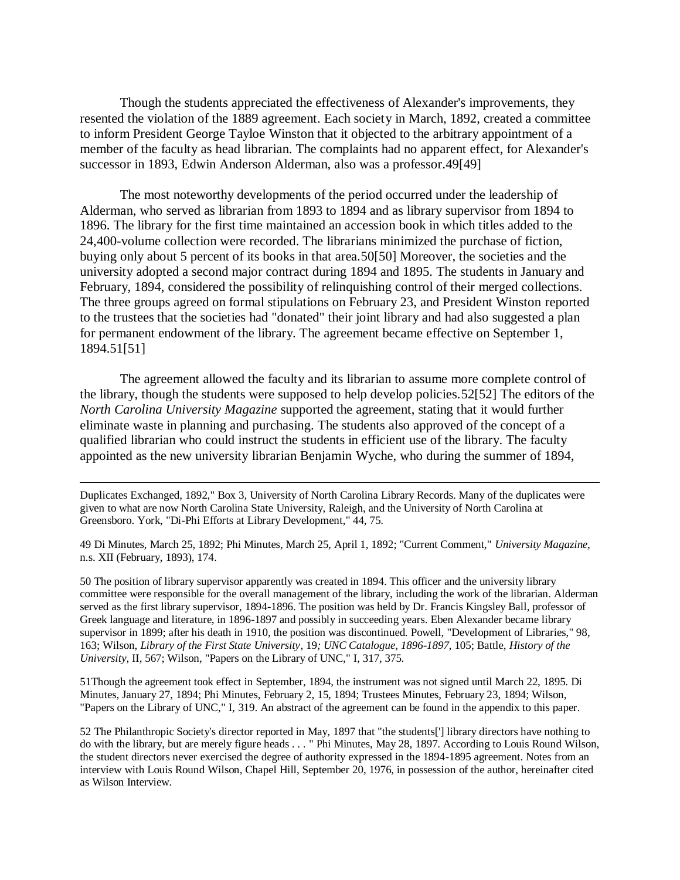Though the students appreciated the effectiveness of Alexander's improvements, they resented the violation of the 1889 agreement. Each society in March, 1892, created a committee to inform President George Tayloe Winston that it objected to the arbitrary appointment of a member of the faculty as head librarian. The complaints had no apparent effect, for Alexander's successor in 1893, Edwin Anderson Alderman, also was a professor.49[49]

The most noteworthy developments of the period occurred under the leadership of Alderman, who served as librarian from 1893 to 1894 and as library supervisor from 1894 to 1896. The library for the first time maintained an accession book in which titles added to the 24,400-volume collection were recorded. The librarians minimized the purchase of fiction, buying only about 5 percent of its books in that area.50[50] Moreover, the societies and the university adopted a second major contract during 1894 and 1895. The students in January and February, 1894, considered the possibility of relinquishing control of their merged collections. The three groups agreed on formal stipulations on February 23, and President Winston reported to the trustees that the societies had "donated" their joint library and had also suggested a plan for permanent endowment of the library. The agreement became effective on September 1, 1894.51[51]

The agreement allowed the faculty and its librarian to assume more complete control of the library, though the students were supposed to help develop policies.52[52] The editors of the *North Carolina University Magazine* supported the agreement, stating that it would further eliminate waste in planning and purchasing. The students also approved of the concept of a qualified librarian who could instruct the students in efficient use of the library. The faculty appointed as the new university librarian Benjamin Wyche, who during the summer of 1894,

---

Duplicates Exchanged, 1892," Box 3, University of North Carolina Library Records. Many of the duplicates were given to what are now North Carolina State University, Raleigh, and the University of North Carolina at Greensboro. York, "Di-Phi Efforts at Library Development," 44, 75.

49 Di Minutes, March 25, 1892; Phi Minutes, March 25, April 1, 1892; "Current Comment," *University Magazine*, n.s. XII (February, 1893), 174.

50 The position of library supervisor apparently was created in 1894. This officer and the university library committee were responsible for the overall management of the library, including the work of the librarian. Alderman served as the first library supervisor, 1894-1896. The position was held by Dr. Francis Kingsley Ball, professor of Greek language and literature, in 1896-1897 and possibly in succeeding years. Eben Alexander became library supervisor in 1899; after his death in 1910, the position was discontinued. Powell, "Development of Libraries," 98, 163; Wilson, *Library of the First State University*, 19*; UNC Catalogue, 1896-1897*, 105; Battle, *History of the University*, II, 567; Wilson, "Papers on the Library of UNC," I, 317, 375.

51Though the agreement took effect in September, 1894, the instrument was not signed until March 22, 1895. Di Minutes, January 27, 1894; Phi Minutes, February 2, 15, 1894; Trustees Minutes, February 23, 1894; Wilson, "Papers on the Library of UNC," I, 319. An abstract of the agreement can be found in the appendix to this paper.

52 The Philanthropic Society's director reported in May, 1897 that "the students['] library directors have nothing to do with the library, but are merely figure heads . . . " Phi Minutes, May 28, 1897. According to Louis Round Wilson, the student directors never exercised the degree of authority expressed in the 1894-1895 agreement. Notes from an interview with Louis Round Wilson, Chapel Hill, September 20, 1976, in possession of the author, hereinafter cited as Wilson Interview.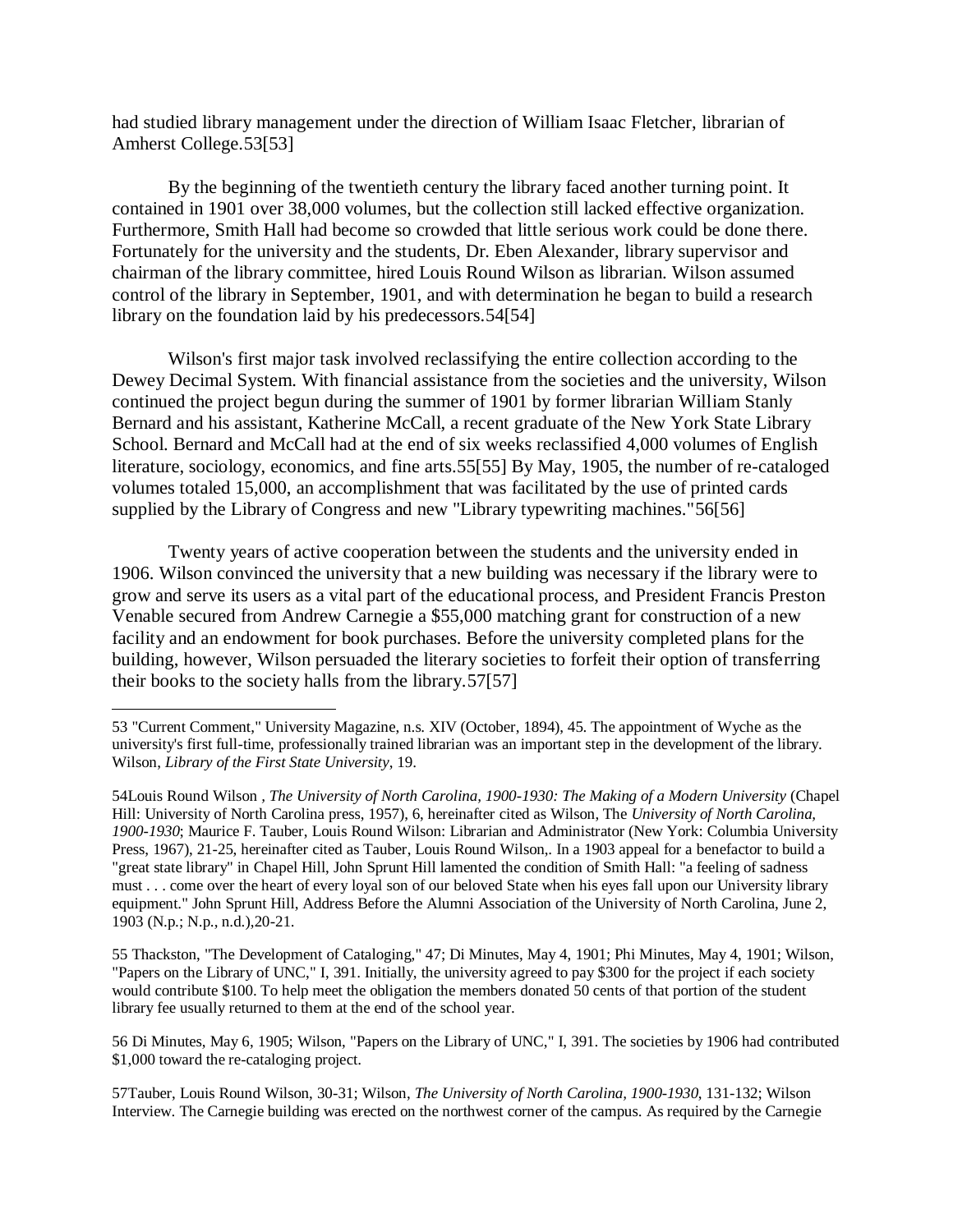had studied library management under the direction of William Isaac Fletcher, librarian of Amherst College.53[53]

By the beginning of the twentieth century the library faced another turning point. It contained in 1901 over 38,000 volumes, but the collection still lacked effective organization. Furthermore, Smith Hall had become so crowded that little serious work could be done there. Fortunately for the university and the students, Dr. Eben Alexander, library supervisor and chairman of the library committee, hired Louis Round Wilson as librarian. Wilson assumed control of the library in September, 1901, and with determination he began to build a research library on the foundation laid by his predecessors.54[54]

Wilson's first major task involved reclassifying the entire collection according to the Dewey Decimal System. With financial assistance from the societies and the university, Wilson continued the project begun during the summer of 1901 by former librarian William Stanly Bernard and his assistant, Katherine McCall, a recent graduate of the New York State Library School. Bernard and McCall had at the end of six weeks reclassified 4,000 volumes of English literature, sociology, economics, and fine arts.55[55] By May, 1905, the number of re-cataloged volumes totaled 15,000, an accomplishment that was facilitated by the use of printed cards supplied by the Library of Congress and new "Library typewriting machines."56[56]

Twenty years of active cooperation between the students and the university ended in 1906. Wilson convinced the university that a new building was necessary if the library were to grow and serve its users as a vital part of the educational process, and President Francis Preston Venable secured from Andrew Carnegie a $55,000 matching grant for construction of a new facility and an endowment for book purchases. Before the university completed plans for the building, however, Wilson persuaded the literary societies to forfeit their option of transferring their books to the society halls from the library.57[57]

---

53 "Current Comment," University Magazine, n.s. XIV (October, 1894), 45. The appointment of Wyche as the university's first full-time, professionally trained librarian was an important step in the development of the library. Wilson, *Library of the First State University*, 19.

54Louis Round Wilson , *The University of North Carolina, 1900-1930: The Making of a Modern University* (Chapel Hill: University of North Carolina press, 1957), 6, hereinafter cited as Wilson, The *University of North Carolina, 1900-1930*; Maurice F. Tauber, Louis Round Wilson: Librarian and Administrator (New York: Columbia University Press, 1967), 21-25, hereinafter cited as Tauber, Louis Round Wilson,. In a 1903 appeal for a benefactor to build a "great state library" in Chapel Hill, John Sprunt Hill lamented the condition of Smith Hall: "a feeling of sadness must . . . come over the heart of every loyal son of our beloved State when his eyes fall upon our University library equipment." John Sprunt Hill, Address Before the Alumni Association of the University of North Carolina, June 2, 1903 (N.p.; N.p., n.d.),20-21.

55 Thackston, "The Development of Cataloging," 47; Di Minutes, May 4, 1901; Phi Minutes, May 4, 1901; Wilson, "Papers on the Library of UNC," I, 391. Initially, the university agreed to pay $300 for the project if each society would contribute $100. To help meet the obligation the members donated 50 cents of that portion of the student library fee usually returned to them at the end of the school year.

56 Di Minutes, May 6, 1905; Wilson, "Papers on the Library of UNC," I, 391. The societies by 1906 had contributed $1,000 toward the re-cataloging project.

57Tauber, Louis Round Wilson, 30-31; Wilson, *The University of North Carolina, 1900-1930*, 131-132; Wilson Interview. The Carnegie building was erected on the northwest corner of the campus. As required by the Carnegie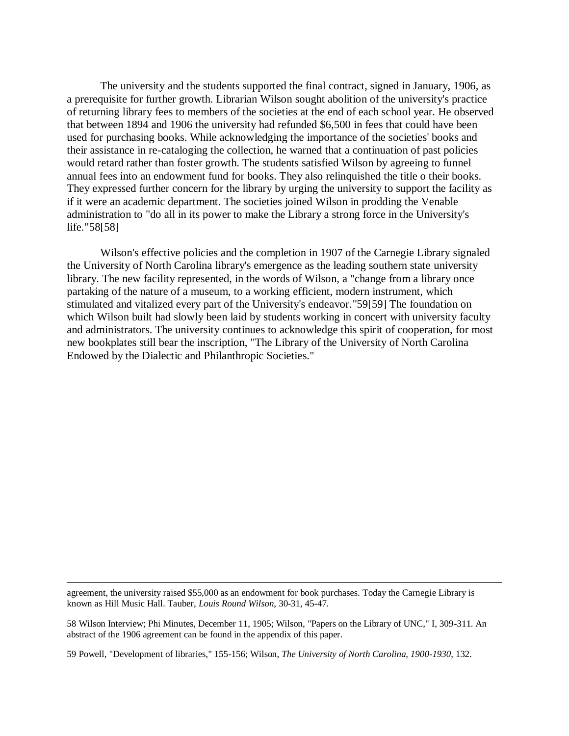The university and the students supported the final contract, signed in January, 1906, as a prerequisite for further growth. Librarian Wilson sought abolition of the university's practice of returning library fees to members of the societies at the end of each school year. He observed that between 1894 and 1906 the university had refunded $6,500 in fees that could have been used for purchasing books. While acknowledging the importance of the societies' books and their assistance in re-cataloging the collection, he warned that a continuation of past policies would retard rather than foster growth. The students satisfied Wilson by agreeing to funnel annual fees into an endowment fund for books. They also relinquished the title o their books. They expressed further concern for the library by urging the university to support the facility as if it were an academic department. The societies joined Wilson in prodding the Venable administration to "do all in its power to make the Library a strong force in the University's life."58[58]

Wilson's effective policies and the completion in 1907 of the Carnegie Library signaled the University of North Carolina library's emergence as the leading southern state university library. The new facility represented, in the words of Wilson, a "change from a library once partaking of the nature of a museum, to a working efficient, modern instrument, which stimulated and vitalized every part of the University's endeavor."59[59] The foundation on which Wilson built had slowly been laid by students working in concert with university faculty and administrators. The university continues to acknowledge this spirit of cooperation, for most new bookplates still bear the inscription, "The Library of the University of North Carolina Endowed by the Dialectic and Philanthropic Societies."

---

agreement, the university raised $55,000 as an endowment for book purchases. Today the Carnegie Library is known as Hill Music Hall. Tauber, *Louis Round Wilson*, 30-31, 45-47.

58 Wilson Interview; Phi Minutes, December 11, 1905; Wilson, "Papers on the Library of UNC," I, 309-311. An abstract of the 1906 agreement can be found in the appendix of this paper.

59 Powell, "Development of libraries," 155-156; Wilson, *The University of North Carolina, 1900-1930*, 132.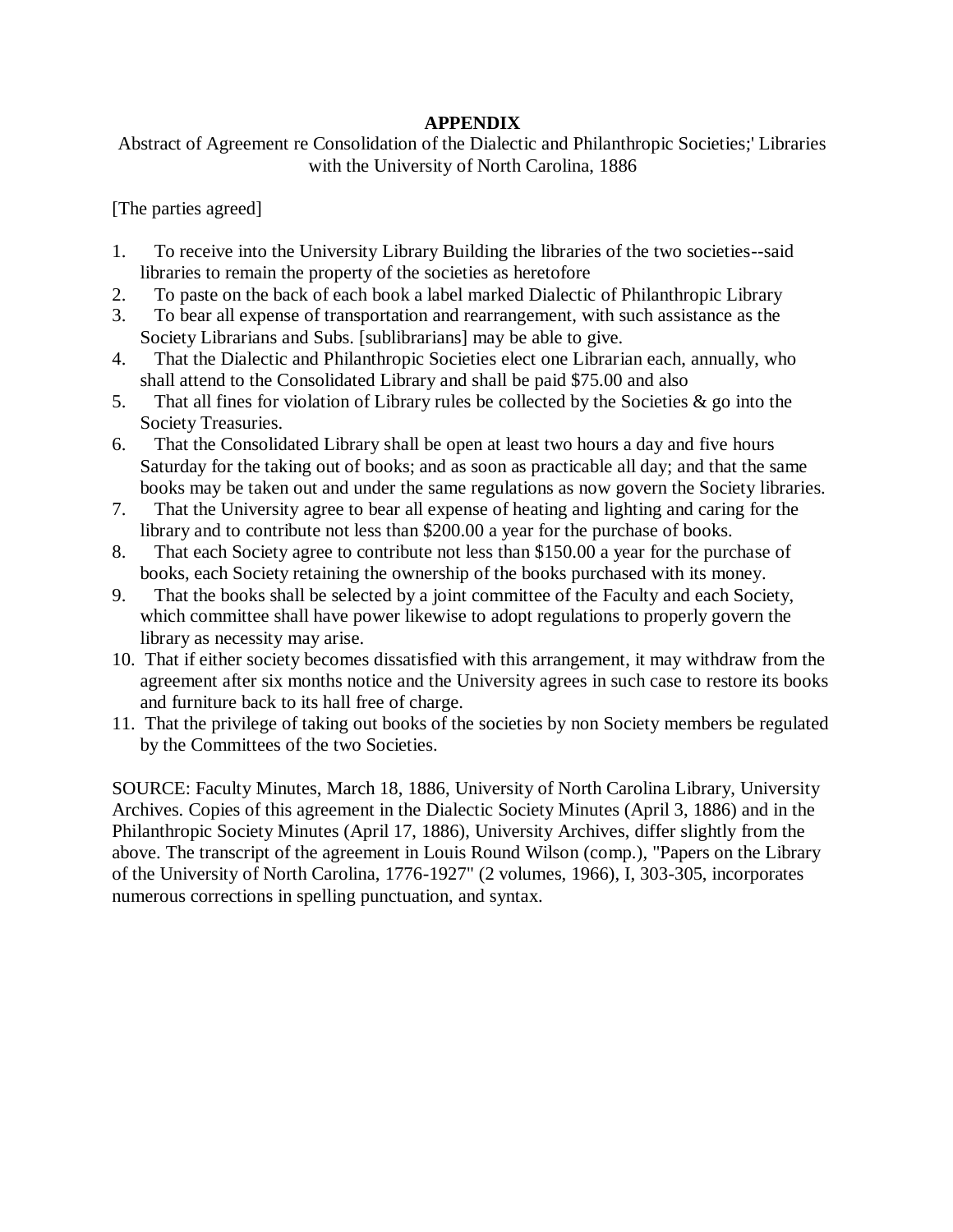# APPENDIX

Abstract of Agreement re Consolidation of the Dialectic and Philanthropic Societies;' Libraries with the University of North Carolina, 1886

[The parties agreed]

1. To receive into the University Library Building the libraries of the two societies--said libraries to remain the property of the societies as heretofore
2. To paste on the back of each book a label marked Dialectic of Philanthropic Library
3. To bear all expense of transportation and rearrangement, with such assistance as the Society Librarians and Subs. [sublibrarians] may be able to give.
4. That the Dialectic and Philanthropic Societies elect one Librarian each, annually, who shall attend to the Consolidated Library and shall be paid $75.00 and also
5. That all fines for violation of Library rules be collected by the Societies & go into the Society Treasuries.
6. That the Consolidated Library shall be open at least two hours a day and five hours Saturday for the taking out of books; and as soon as practicable all day; and that the same books may be taken out and under the same regulations as now govern the Society libraries.
7. That the University agree to bear all expense of heating and lighting and caring for the library and to contribute not less than $200.00 a year for the purchase of books.
8. That each Society agree to contribute not less than $150.00 a year for the purchase of books, each Society retaining the ownership of the books purchased with its money.
9. That the books shall be selected by a joint committee of the Faculty and each Society, which committee shall have power likewise to adopt regulations to properly govern the library as necessity may arise.
10. That if either society becomes dissatisfied with this arrangement, it may withdraw from the agreement after six months notice and the University agrees in such case to restore its books and furniture back to its hall free of charge.
11. That the privilege of taking out books of the societies by non Society members be regulated by the Committees of the two Societies.

SOURCE: Faculty Minutes, March 18, 1886, University of North Carolina Library, University Archives. Copies of this agreement in the Dialectic Society Minutes (April 3, 1886) and in the Philanthropic Society Minutes (April 17, 1886), University Archives, differ slightly from the above. The transcript of the agreement in Louis Round Wilson (comp.), "Papers on the Library of the University of North Carolina, 1776-1927" (2 volumes, 1966), I, 303-305, incorporates numerous corrections in spelling punctuation, and syntax.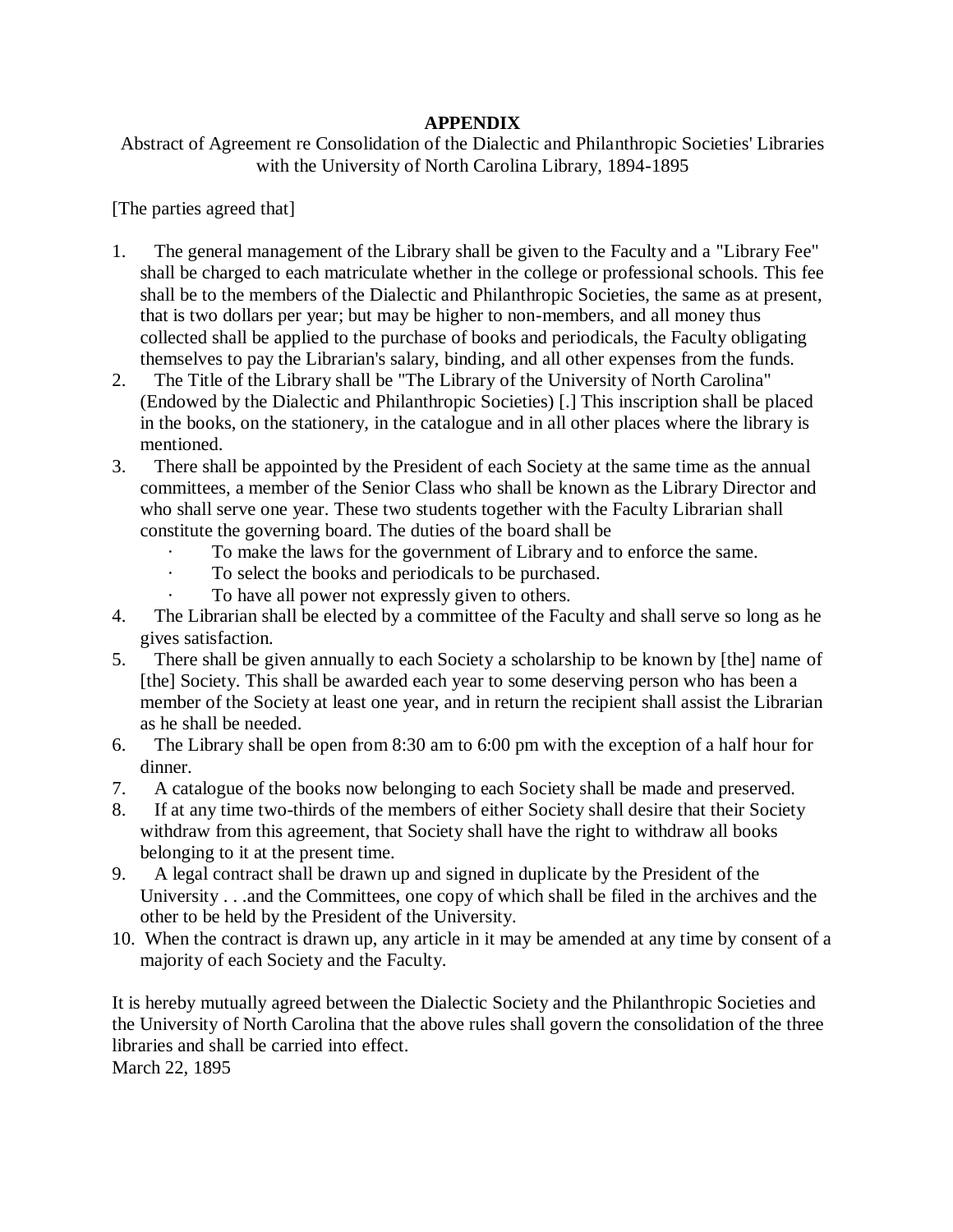# APPENDIX

Abstract of Agreement re Consolidation of the Dialectic and Philanthropic Societies' Libraries with the University of North Carolina Library, 1894-1895

[The parties agreed that]

1. The general management of the Library shall be given to the Faculty and a "Library Fee" shall be charged to each matriculate whether in the college or professional schools. This fee shall be to the members of the Dialectic and Philanthropic Societies, the same as at present, that is two dollars per year; but may be higher to non-members, and all money thus collected shall be applied to the purchase of books and periodicals, the Faculty obligating themselves to pay the Librarian's salary, binding, and all other expenses from the funds.
2. The Title of the Library shall be "The Library of the University of North Carolina" (Endowed by the Dialectic and Philanthropic Societies) [.] This inscription shall be placed in the books, on the stationery, in the catalogue and in all other places where the library is mentioned.
3. There shall be appointed by the President of each Society at the same time as the annual committees, a member of the Senior Class who shall be known as the Library Director and who shall serve one year. These two students together with the Faculty Librarian shall constitute the governing board. The duties of the board shall be
   - To make the laws for the government of Library and to enforce the same.
   - To select the books and periodicals to be purchased.
   - To have all power not expressly given to others.
4. The Librarian shall be elected by a committee of the Faculty and shall serve so long as he gives satisfaction.
5. There shall be given annually to each Society a scholarship to be known by [the] name of [the] Society. This shall be awarded each year to some deserving person who has been a member of the Society at least one year, and in return the recipient shall assist the Librarian as he shall be needed.
6. The Library shall be open from 8:30 am to 6:00 pm with the exception of a half hour for dinner.
7. A catalogue of the books now belonging to each Society shall be made and preserved.
8. If at any time two-thirds of the members of either Society shall desire that their Society withdraw from this agreement, that Society shall have the right to withdraw all books belonging to it at the present time.
9. A legal contract shall be drawn up and signed in duplicate by the President of the University . . .and the Committees, one copy of which shall be filed in the archives and the other to be held by the President of the University.
10. When the contract is drawn up, any article in it may be amended at any time by consent of a majority of each Society and the Faculty.

It is hereby mutually agreed between the Dialectic Society and the Philanthropic Societies and the University of North Carolina that the above rules shall govern the consolidation of the three libraries and shall be carried into effect.
March 22, 1895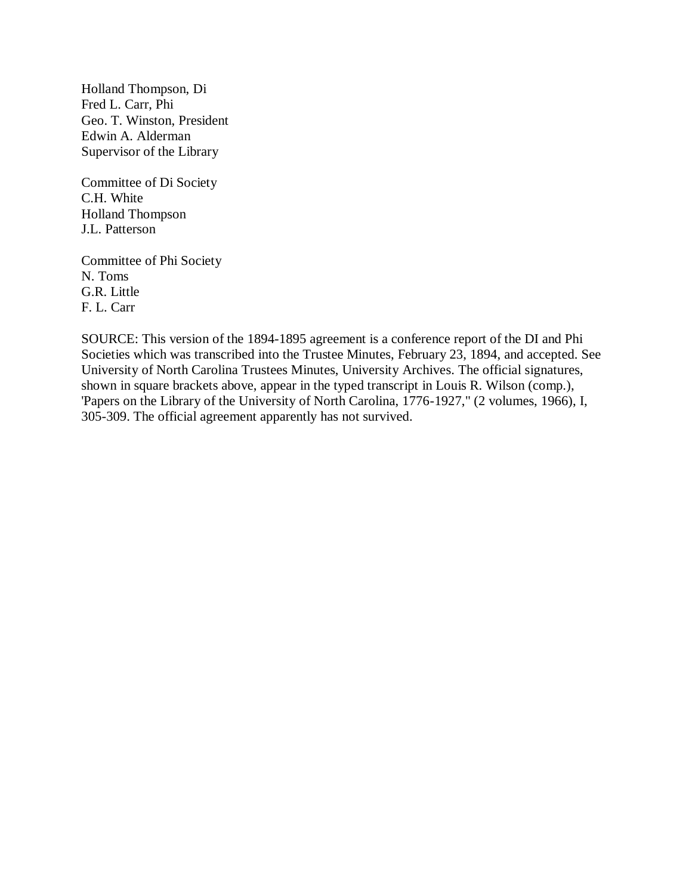Holland Thompson, Di  
Fred L. Carr, Phi  
Geo. T. Winston, President  
Edwin A. Alderman  
Supervisor of the Library

Committee of Di Society  
C.H. White  
Holland Thompson  
J.L. Patterson

Committee of Phi Society  
N. Toms  
G.R. Little  
F. L. Carr

SOURCE: This version of the 1894-1895 agreement is a conference report of the DI and Phi Societies which was transcribed into the Trustee Minutes, February 23, 1894, and accepted. See University of North Carolina Trustees Minutes, University Archives. The official signatures, shown in square brackets above, appear in the typed transcript in Louis R. Wilson (comp.), 'Papers on the Library of the University of North Carolina, 1776-1927," (2 volumes, 1966), I, 305-309. The official agreement apparently has not survived.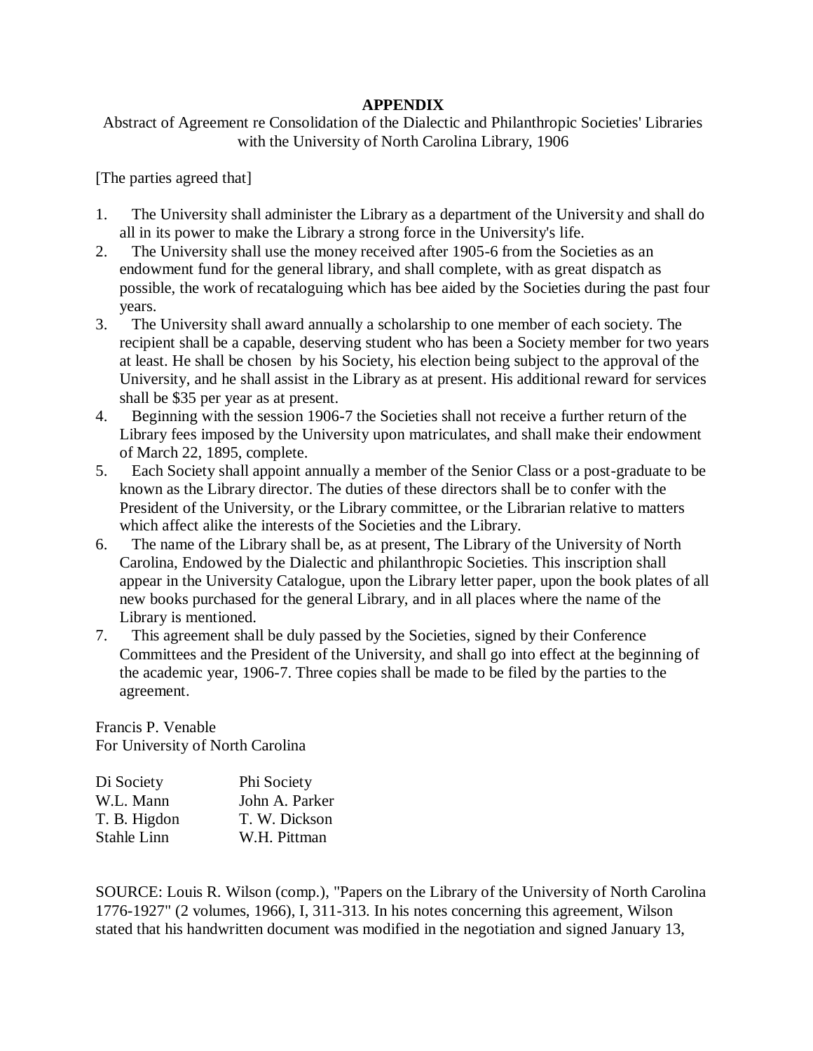# APPENDIX

Abstract of Agreement re Consolidation of the Dialectic and Philanthropic Societies' Libraries with the University of North Carolina Library, 1906

[The parties agreed that]

1. The University shall administer the Library as a department of the University and shall do all in its power to make the Library a strong force in the University's life.
2. The University shall use the money received after 1905-6 from the Societies as an endowment fund for the general library, and shall complete, with as great dispatch as possible, the work of recataloguing which has bee aided by the Societies during the past four years.
3. The University shall award annually a scholarship to one member of each society. The recipient shall be a capable, deserving student who has been a Society member for two years at least. He shall be chosen by his Society, his election being subject to the approval of the University, and he shall assist in the Library as at present. His additional reward for services shall be $35 per year as at present.
4. Beginning with the session 1906-7 the Societies shall not receive a further return of the Library fees imposed by the University upon matriculates, and shall make their endowment of March 22, 1895, complete.
5. Each Society shall appoint annually a member of the Senior Class or a post-graduate to be known as the Library director. The duties of these directors shall be to confer with the President of the University, or the Library committee, or the Librarian relative to matters which affect alike the interests of the Societies and the Library.
6. The name of the Library shall be, as at present, The Library of the University of North Carolina, Endowed by the Dialectic and philanthropic Societies. This inscription shall appear in the University Catalogue, upon the Library letter paper, upon the book plates of all new books purchased for the general Library, and in all places where the name of the Library is mentioned.
7. This agreement shall be duly passed by the Societies, signed by their Conference Committees and the President of the University, and shall go into effect at the beginning of the academic year, 1906-7. Three copies shall be made to be filed by the parties to the agreement.

Francis P. Venable
For University of North Carolina

| Di Society | Phi Society |
|---|---|
| W.L. Mann | John A. Parker |
| T. B. Higdon | T. W. Dickson |
| Stahle Linn | W.H. Pittman |

SOURCE: Louis R. Wilson (comp.), "Papers on the Library of the University of North Carolina 1776-1927" (2 volumes, 1966), I, 311-313. In his notes concerning this agreement, Wilson stated that his handwritten document was modified in the negotiation and signed January 13,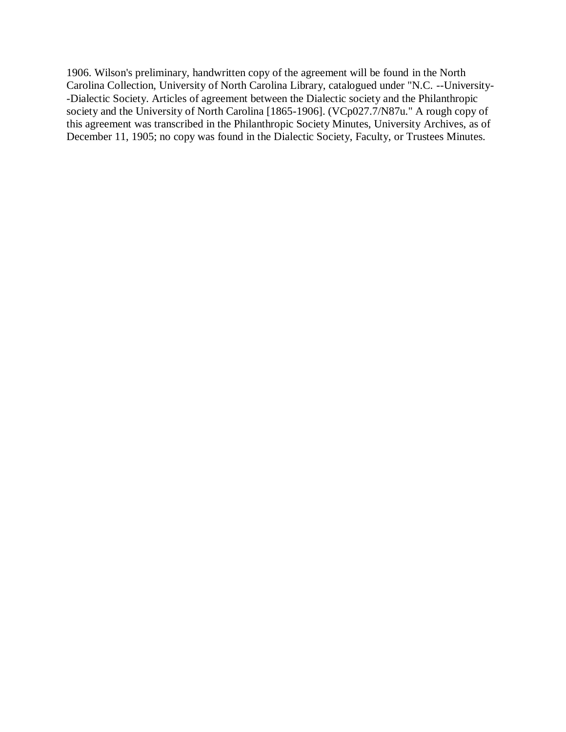1906. Wilson's preliminary, handwritten copy of the agreement will be found in the North Carolina Collection, University of North Carolina Library, catalogued under "N.C. --University--Dialectic Society. Articles of agreement between the Dialectic society and the Philanthropic society and the University of North Carolina [1865-1906]. (VCp027.7/N87u." A rough copy of this agreement was transcribed in the Philanthropic Society Minutes, University Archives, as of December 11, 1905; no copy was found in the Dialectic Society, Faculty, or Trustees Minutes.